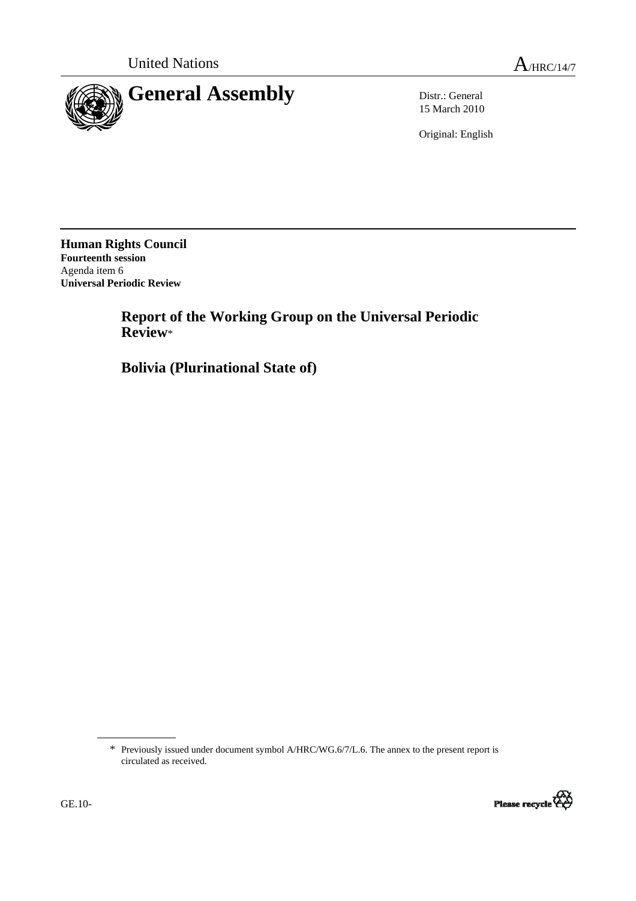United Nations A/HRC/14/7

# General Assembly

Distr.: General
15 March 2010

Original: English

**Human Rights Council**
**Fourteenth session**
Agenda item 6
**Universal Periodic Review**

## Report of the Working Group on the Universal Periodic Review*

## Bolivia (Plurinational State of)

\* Previously issued under document symbol A/HRC/WG.6/7/L.6. The annex to the present report is circulated as received.

GE.10-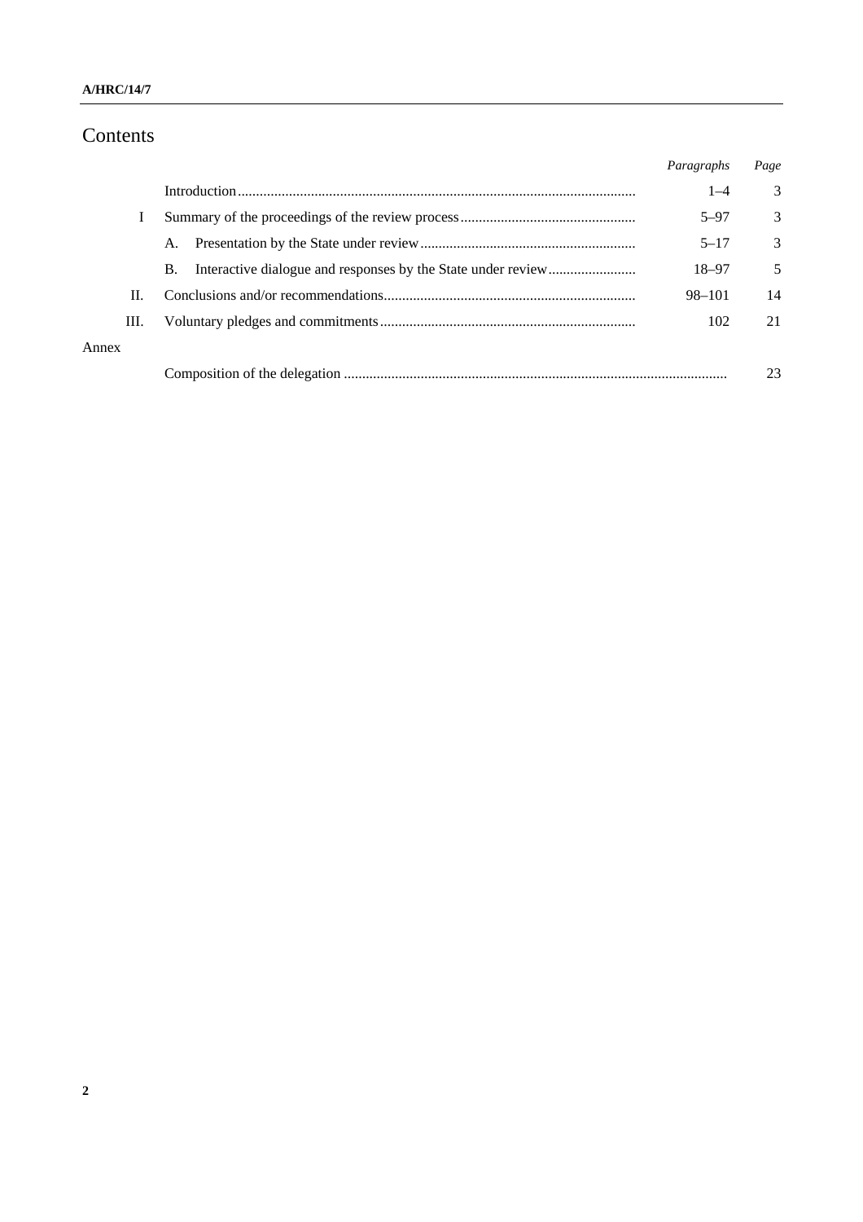# Contents

| | | *Paragraphs* | *Page* |
|---|---|---|---|
| | Introduction | 1–4 | 3 |
| I | Summary of the proceedings of the review process | 5–97 | 3 |
| | A. Presentation by the State under review | 5–17 | 3 |
| | B. Interactive dialogue and responses by the State under review | 18–97 | 5 |
| II. | Conclusions and/or recommendations | 98–101 | 14 |
| III. | Voluntary pledges and commitments | 102 | 21 |
| Annex | | | |
| | Composition of the delegation | | 23 |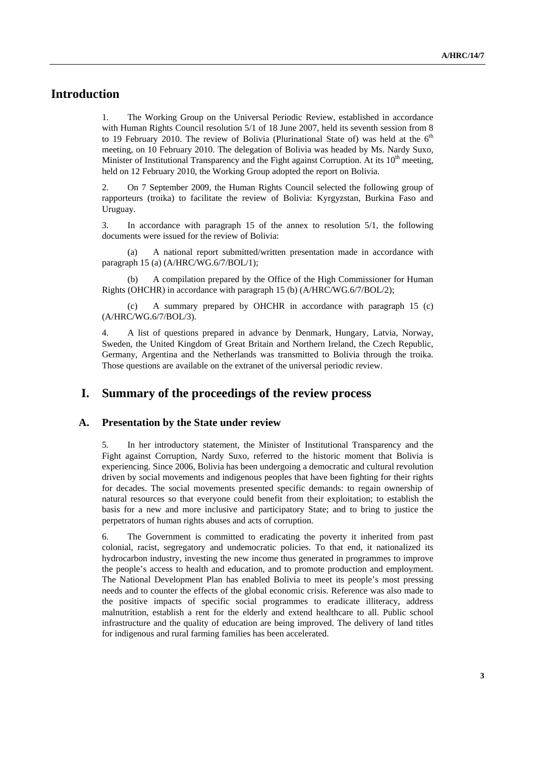# Introduction

1. The Working Group on the Universal Periodic Review, established in accordance with Human Rights Council resolution 5/1 of 18 June 2007, held its seventh session from 8 to 19 February 2010. The review of Bolivia (Plurinational State of) was held at the 6th meeting, on 10 February 2010. The delegation of Bolivia was headed by Ms. Nardy Suxo, Minister of Institutional Transparency and the Fight against Corruption. At its 10th meeting, held on 12 February 2010, the Working Group adopted the report on Bolivia.

2. On 7 September 2009, the Human Rights Council selected the following group of rapporteurs (troika) to facilitate the review of Bolivia: Kyrgyzstan, Burkina Faso and Uruguay.

3. In accordance with paragraph 15 of the annex to resolution 5/1, the following documents were issued for the review of Bolivia:

(a) A national report submitted/written presentation made in accordance with paragraph 15 (a) (A/HRC/WG.6/7/BOL/1);

(b) A compilation prepared by the Office of the High Commissioner for Human Rights (OHCHR) in accordance with paragraph 15 (b) (A/HRC/WG.6/7/BOL/2);

(c) A summary prepared by OHCHR in accordance with paragraph 15 (c) (A/HRC/WG.6/7/BOL/3).

4. A list of questions prepared in advance by Denmark, Hungary, Latvia, Norway, Sweden, the United Kingdom of Great Britain and Northern Ireland, the Czech Republic, Germany, Argentina and the Netherlands was transmitted to Bolivia through the troika. Those questions are available on the extranet of the universal periodic review.

# I. Summary of the proceedings of the review process

## A. Presentation by the State under review

5. In her introductory statement, the Minister of Institutional Transparency and the Fight against Corruption, Nardy Suxo, referred to the historic moment that Bolivia is experiencing. Since 2006, Bolivia has been undergoing a democratic and cultural revolution driven by social movements and indigenous peoples that have been fighting for their rights for decades. The social movements presented specific demands: to regain ownership of natural resources so that everyone could benefit from their exploitation; to establish the basis for a new and more inclusive and participatory State; and to bring to justice the perpetrators of human rights abuses and acts of corruption.

6. The Government is committed to eradicating the poverty it inherited from past colonial, racist, segregatory and undemocratic policies. To that end, it nationalized its hydrocarbon industry, investing the new income thus generated in programmes to improve the people's access to health and education, and to promote production and employment. The National Development Plan has enabled Bolivia to meet its people's most pressing needs and to counter the effects of the global economic crisis. Reference was also made to the positive impacts of specific social programmes to eradicate illiteracy, address malnutrition, establish a rent for the elderly and extend healthcare to all. Public school infrastructure and the quality of education are being improved. The delivery of land titles for indigenous and rural farming families has been accelerated.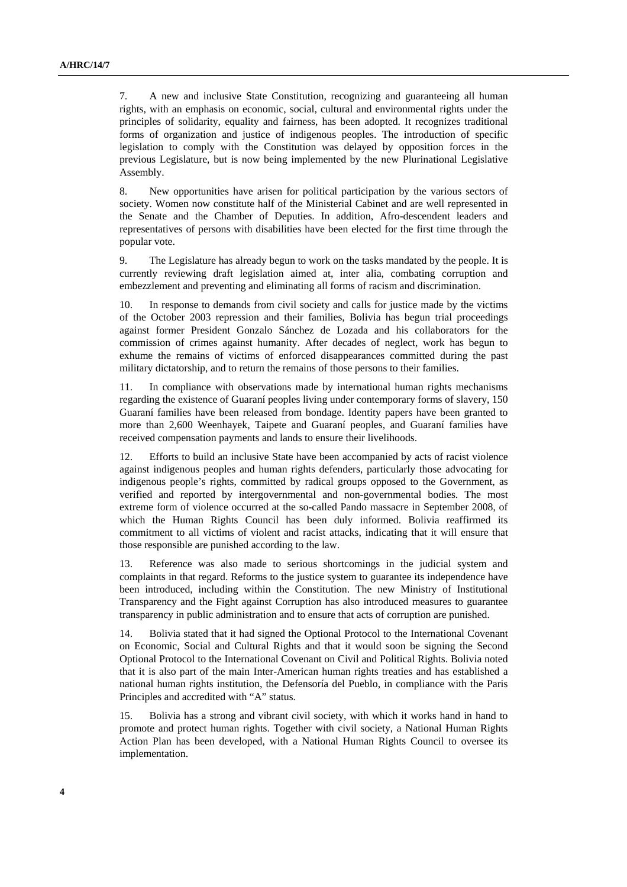7. A new and inclusive State Constitution, recognizing and guaranteeing all human rights, with an emphasis on economic, social, cultural and environmental rights under the principles of solidarity, equality and fairness, has been adopted. It recognizes traditional forms of organization and justice of indigenous peoples. The introduction of specific legislation to comply with the Constitution was delayed by opposition forces in the previous Legislature, but is now being implemented by the new Plurinational Legislative Assembly.

8. New opportunities have arisen for political participation by the various sectors of society. Women now constitute half of the Ministerial Cabinet and are well represented in the Senate and the Chamber of Deputies. In addition, Afro-descendent leaders and representatives of persons with disabilities have been elected for the first time through the popular vote.

9. The Legislature has already begun to work on the tasks mandated by the people. It is currently reviewing draft legislation aimed at, inter alia, combating corruption and embezzlement and preventing and eliminating all forms of racism and discrimination.

10. In response to demands from civil society and calls for justice made by the victims of the October 2003 repression and their families, Bolivia has begun trial proceedings against former President Gonzalo Sánchez de Lozada and his collaborators for the commission of crimes against humanity. After decades of neglect, work has begun to exhume the remains of victims of enforced disappearances committed during the past military dictatorship, and to return the remains of those persons to their families.

11. In compliance with observations made by international human rights mechanisms regarding the existence of Guaraní peoples living under contemporary forms of slavery, 150 Guaraní families have been released from bondage. Identity papers have been granted to more than 2,600 Weenhayek, Taipete and Guaraní peoples, and Guaraní families have received compensation payments and lands to ensure their livelihoods.

12. Efforts to build an inclusive State have been accompanied by acts of racist violence against indigenous peoples and human rights defenders, particularly those advocating for indigenous people's rights, committed by radical groups opposed to the Government, as verified and reported by intergovernmental and non-governmental bodies. The most extreme form of violence occurred at the so-called Pando massacre in September 2008, of which the Human Rights Council has been duly informed. Bolivia reaffirmed its commitment to all victims of violent and racist attacks, indicating that it will ensure that those responsible are punished according to the law.

13. Reference was also made to serious shortcomings in the judicial system and complaints in that regard. Reforms to the justice system to guarantee its independence have been introduced, including within the Constitution. The new Ministry of Institutional Transparency and the Fight against Corruption has also introduced measures to guarantee transparency in public administration and to ensure that acts of corruption are punished.

14. Bolivia stated that it had signed the Optional Protocol to the International Covenant on Economic, Social and Cultural Rights and that it would soon be signing the Second Optional Protocol to the International Covenant on Civil and Political Rights. Bolivia noted that it is also part of the main Inter-American human rights treaties and has established a national human rights institution, the Defensoría del Pueblo, in compliance with the Paris Principles and accredited with "A" status.

15. Bolivia has a strong and vibrant civil society, with which it works hand in hand to promote and protect human rights. Together with civil society, a National Human Rights Action Plan has been developed, with a National Human Rights Council to oversee its implementation.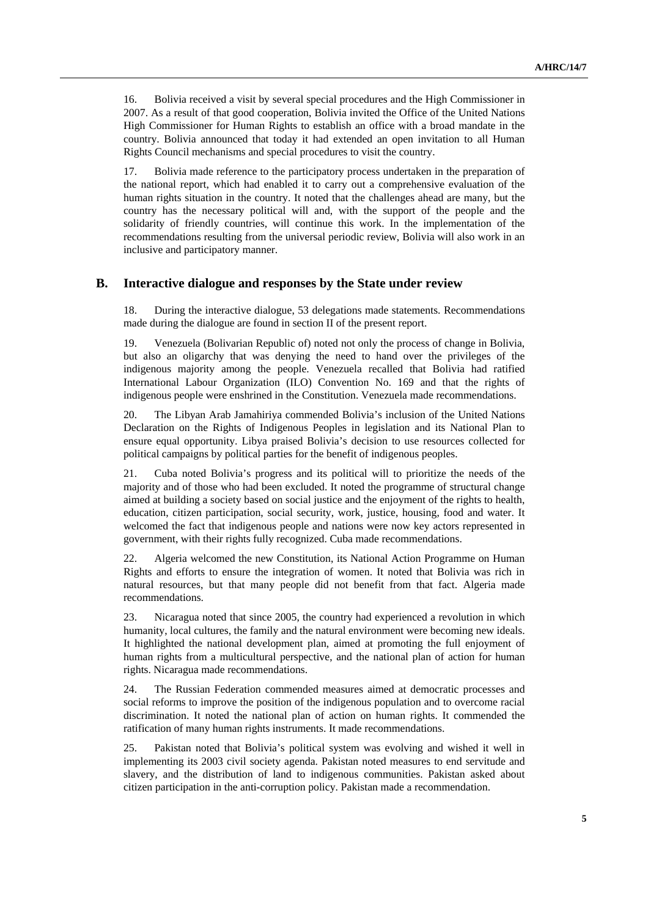16. Bolivia received a visit by several special procedures and the High Commissioner in 2007. As a result of that good cooperation, Bolivia invited the Office of the United Nations High Commissioner for Human Rights to establish an office with a broad mandate in the country. Bolivia announced that today it had extended an open invitation to all Human Rights Council mechanisms and special procedures to visit the country.

17. Bolivia made reference to the participatory process undertaken in the preparation of the national report, which had enabled it to carry out a comprehensive evaluation of the human rights situation in the country. It noted that the challenges ahead are many, but the country has the necessary political will and, with the support of the people and the solidarity of friendly countries, will continue this work. In the implementation of the recommendations resulting from the universal periodic review, Bolivia will also work in an inclusive and participatory manner.

## B. Interactive dialogue and responses by the State under review

18. During the interactive dialogue, 53 delegations made statements. Recommendations made during the dialogue are found in section II of the present report.

19. Venezuela (Bolivarian Republic of) noted not only the process of change in Bolivia, but also an oligarchy that was denying the need to hand over the privileges of the indigenous majority among the people. Venezuela recalled that Bolivia had ratified International Labour Organization (ILO) Convention No. 169 and that the rights of indigenous people were enshrined in the Constitution. Venezuela made recommendations.

20. The Libyan Arab Jamahiriya commended Bolivia's inclusion of the United Nations Declaration on the Rights of Indigenous Peoples in legislation and its National Plan to ensure equal opportunity. Libya praised Bolivia's decision to use resources collected for political campaigns by political parties for the benefit of indigenous peoples.

21. Cuba noted Bolivia's progress and its political will to prioritize the needs of the majority and of those who had been excluded. It noted the programme of structural change aimed at building a society based on social justice and the enjoyment of the rights to health, education, citizen participation, social security, work, justice, housing, food and water. It welcomed the fact that indigenous people and nations were now key actors represented in government, with their rights fully recognized. Cuba made recommendations.

22. Algeria welcomed the new Constitution, its National Action Programme on Human Rights and efforts to ensure the integration of women. It noted that Bolivia was rich in natural resources, but that many people did not benefit from that fact. Algeria made recommendations.

23. Nicaragua noted that since 2005, the country had experienced a revolution in which humanity, local cultures, the family and the natural environment were becoming new ideals. It highlighted the national development plan, aimed at promoting the full enjoyment of human rights from a multicultural perspective, and the national plan of action for human rights. Nicaragua made recommendations.

24. The Russian Federation commended measures aimed at democratic processes and social reforms to improve the position of the indigenous population and to overcome racial discrimination. It noted the national plan of action on human rights. It commended the ratification of many human rights instruments. It made recommendations.

25. Pakistan noted that Bolivia's political system was evolving and wished it well in implementing its 2003 civil society agenda. Pakistan noted measures to end servitude and slavery, and the distribution of land to indigenous communities. Pakistan asked about citizen participation in the anti-corruption policy. Pakistan made a recommendation.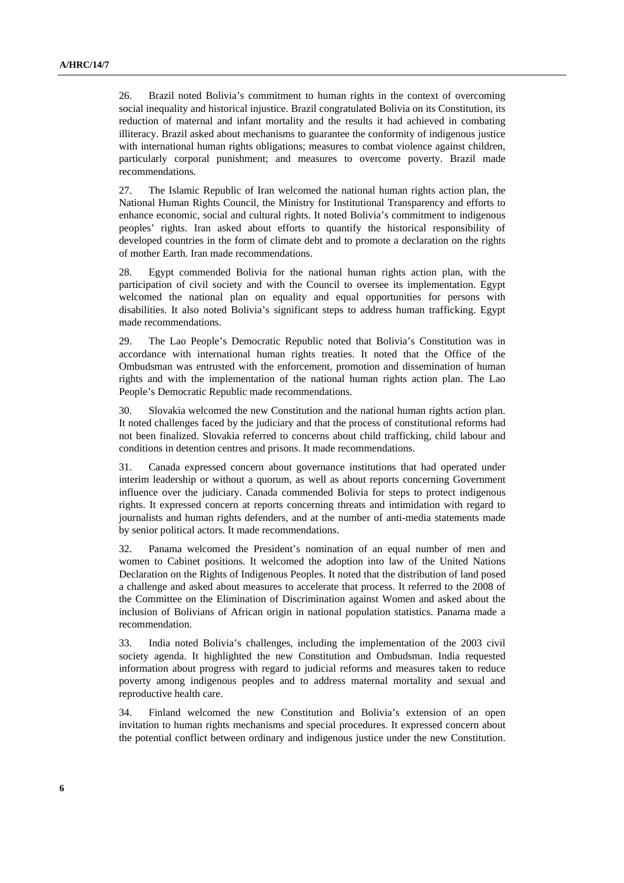26. Brazil noted Bolivia's commitment to human rights in the context of overcoming social inequality and historical injustice. Brazil congratulated Bolivia on its Constitution, its reduction of maternal and infant mortality and the results it had achieved in combating illiteracy. Brazil asked about mechanisms to guarantee the conformity of indigenous justice with international human rights obligations; measures to combat violence against children, particularly corporal punishment; and measures to overcome poverty. Brazil made recommendations.

27. The Islamic Republic of Iran welcomed the national human rights action plan, the National Human Rights Council, the Ministry for Institutional Transparency and efforts to enhance economic, social and cultural rights. It noted Bolivia's commitment to indigenous peoples' rights. Iran asked about efforts to quantify the historical responsibility of developed countries in the form of climate debt and to promote a declaration on the rights of mother Earth. Iran made recommendations.

28. Egypt commended Bolivia for the national human rights action plan, with the participation of civil society and with the Council to oversee its implementation. Egypt welcomed the national plan on equality and equal opportunities for persons with disabilities. It also noted Bolivia's significant steps to address human trafficking. Egypt made recommendations.

29. The Lao People's Democratic Republic noted that Bolivia's Constitution was in accordance with international human rights treaties. It noted that the Office of the Ombudsman was entrusted with the enforcement, promotion and dissemination of human rights and with the implementation of the national human rights action plan. The Lao People's Democratic Republic made recommendations.

30. Slovakia welcomed the new Constitution and the national human rights action plan. It noted challenges faced by the judiciary and that the process of constitutional reforms had not been finalized. Slovakia referred to concerns about child trafficking, child labour and conditions in detention centres and prisons. It made recommendations.

31. Canada expressed concern about governance institutions that had operated under interim leadership or without a quorum, as well as about reports concerning Government influence over the judiciary. Canada commended Bolivia for steps to protect indigenous rights. It expressed concern at reports concerning threats and intimidation with regard to journalists and human rights defenders, and at the number of anti-media statements made by senior political actors. It made recommendations.

32. Panama welcomed the President's nomination of an equal number of men and women to Cabinet positions. It welcomed the adoption into law of the United Nations Declaration on the Rights of Indigenous Peoples. It noted that the distribution of land posed a challenge and asked about measures to accelerate that process. It referred to the 2008 of the Committee on the Elimination of Discrimination against Women and asked about the inclusion of Bolivians of African origin in national population statistics. Panama made a recommendation.

33. India noted Bolivia's challenges, including the implementation of the 2003 civil society agenda. It highlighted the new Constitution and Ombudsman. India requested information about progress with regard to judicial reforms and measures taken to reduce poverty among indigenous peoples and to address maternal mortality and sexual and reproductive health care.

34. Finland welcomed the new Constitution and Bolivia's extension of an open invitation to human rights mechanisms and special procedures. It expressed concern about the potential conflict between ordinary and indigenous justice under the new Constitution.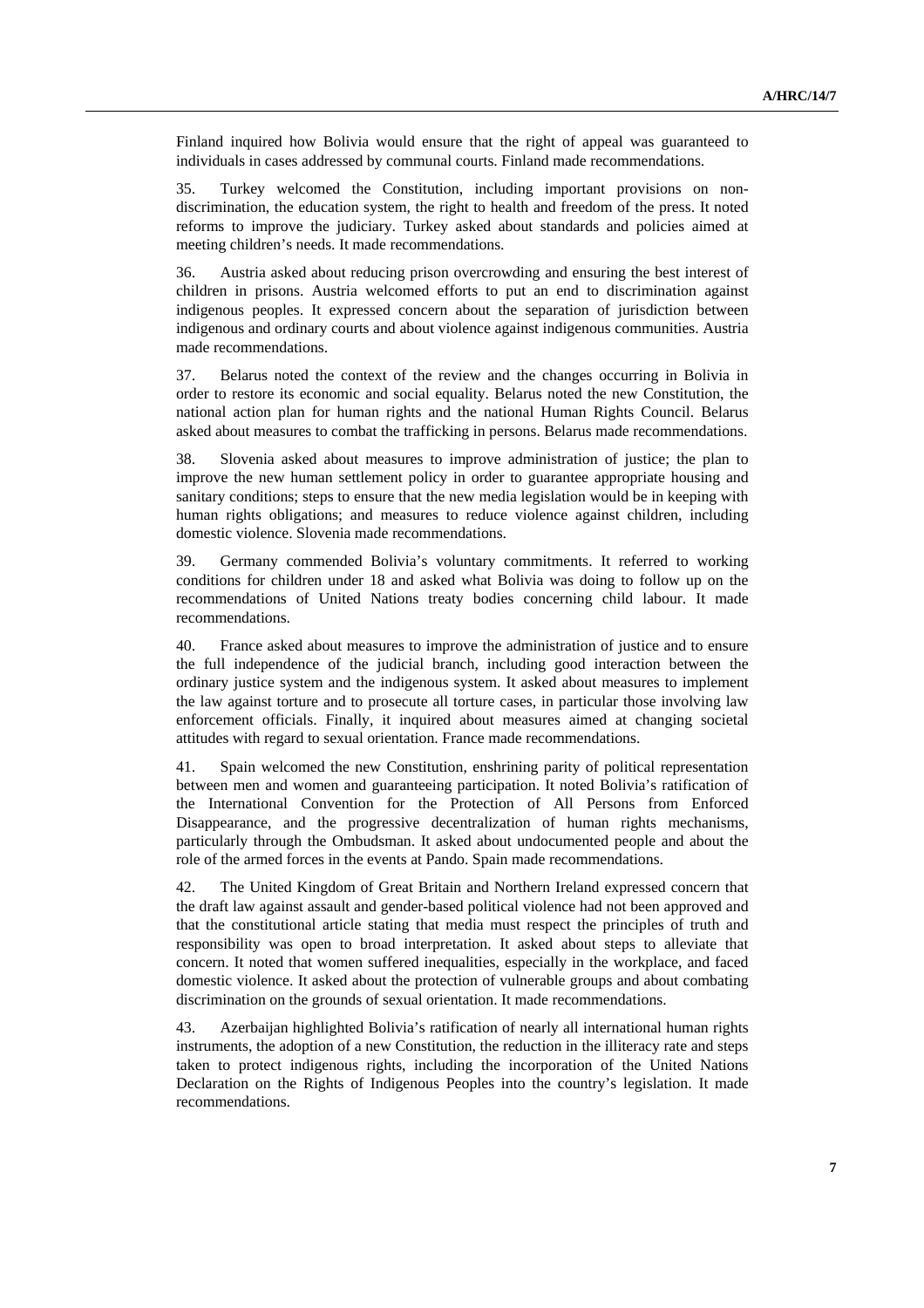Finland inquired how Bolivia would ensure that the right of appeal was guaranteed to individuals in cases addressed by communal courts. Finland made recommendations.

35. Turkey welcomed the Constitution, including important provisions on non-discrimination, the education system, the right to health and freedom of the press. It noted reforms to improve the judiciary. Turkey asked about standards and policies aimed at meeting children's needs. It made recommendations.

36. Austria asked about reducing prison overcrowding and ensuring the best interest of children in prisons. Austria welcomed efforts to put an end to discrimination against indigenous peoples. It expressed concern about the separation of jurisdiction between indigenous and ordinary courts and about violence against indigenous communities. Austria made recommendations.

37. Belarus noted the context of the review and the changes occurring in Bolivia in order to restore its economic and social equality. Belarus noted the new Constitution, the national action plan for human rights and the national Human Rights Council. Belarus asked about measures to combat the trafficking in persons. Belarus made recommendations.

38. Slovenia asked about measures to improve administration of justice; the plan to improve the new human settlement policy in order to guarantee appropriate housing and sanitary conditions; steps to ensure that the new media legislation would be in keeping with human rights obligations; and measures to reduce violence against children, including domestic violence. Slovenia made recommendations.

39. Germany commended Bolivia's voluntary commitments. It referred to working conditions for children under 18 and asked what Bolivia was doing to follow up on the recommendations of United Nations treaty bodies concerning child labour. It made recommendations.

40. France asked about measures to improve the administration of justice and to ensure the full independence of the judicial branch, including good interaction between the ordinary justice system and the indigenous system. It asked about measures to implement the law against torture and to prosecute all torture cases, in particular those involving law enforcement officials. Finally, it inquired about measures aimed at changing societal attitudes with regard to sexual orientation. France made recommendations.

41. Spain welcomed the new Constitution, enshrining parity of political representation between men and women and guaranteeing participation. It noted Bolivia's ratification of the International Convention for the Protection of All Persons from Enforced Disappearance, and the progressive decentralization of human rights mechanisms, particularly through the Ombudsman. It asked about undocumented people and about the role of the armed forces in the events at Pando. Spain made recommendations.

42. The United Kingdom of Great Britain and Northern Ireland expressed concern that the draft law against assault and gender-based political violence had not been approved and that the constitutional article stating that media must respect the principles of truth and responsibility was open to broad interpretation. It asked about steps to alleviate that concern. It noted that women suffered inequalities, especially in the workplace, and faced domestic violence. It asked about the protection of vulnerable groups and about combating discrimination on the grounds of sexual orientation. It made recommendations.

43. Azerbaijan highlighted Bolivia's ratification of nearly all international human rights instruments, the adoption of a new Constitution, the reduction in the illiteracy rate and steps taken to protect indigenous rights, including the incorporation of the United Nations Declaration on the Rights of Indigenous Peoples into the country's legislation. It made recommendations.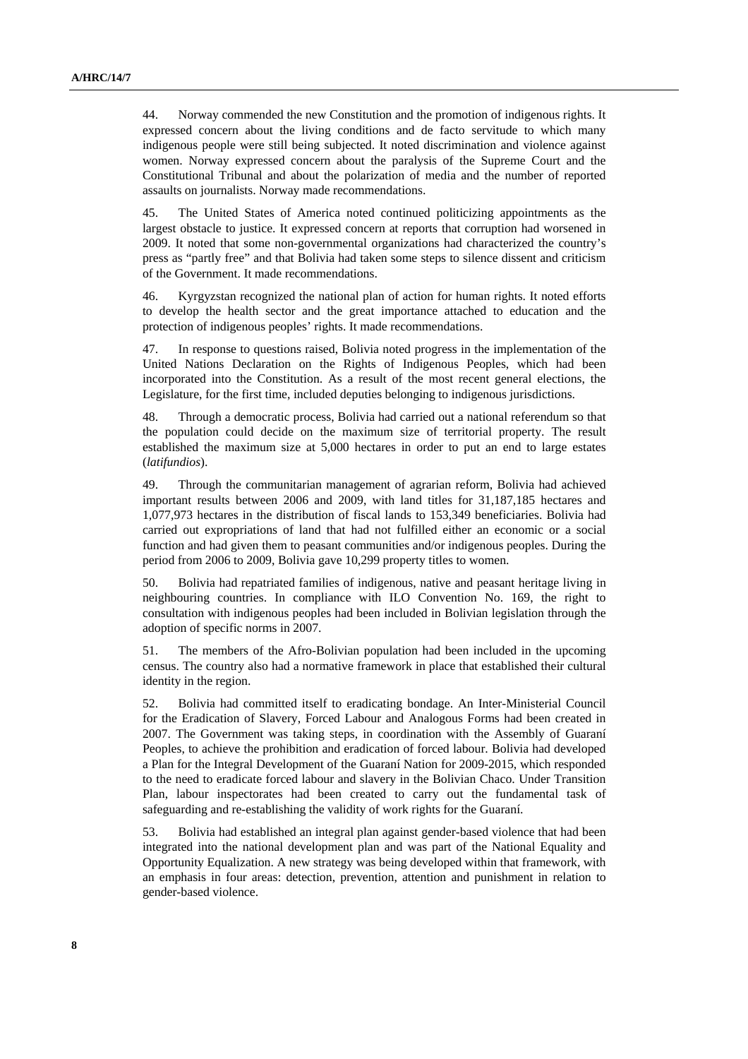44. Norway commended the new Constitution and the promotion of indigenous rights. It expressed concern about the living conditions and de facto servitude to which many indigenous people were still being subjected. It noted discrimination and violence against women. Norway expressed concern about the paralysis of the Supreme Court and the Constitutional Tribunal and about the polarization of media and the number of reported assaults on journalists. Norway made recommendations.

45. The United States of America noted continued politicizing appointments as the largest obstacle to justice. It expressed concern at reports that corruption had worsened in 2009. It noted that some non-governmental organizations had characterized the country's press as "partly free" and that Bolivia had taken some steps to silence dissent and criticism of the Government. It made recommendations.

46. Kyrgyzstan recognized the national plan of action for human rights. It noted efforts to develop the health sector and the great importance attached to education and the protection of indigenous peoples' rights. It made recommendations.

47. In response to questions raised, Bolivia noted progress in the implementation of the United Nations Declaration on the Rights of Indigenous Peoples, which had been incorporated into the Constitution. As a result of the most recent general elections, the Legislature, for the first time, included deputies belonging to indigenous jurisdictions.

48. Through a democratic process, Bolivia had carried out a national referendum so that the population could decide on the maximum size of territorial property. The result established the maximum size at 5,000 hectares in order to put an end to large estates (*latifundios*).

49. Through the communitarian management of agrarian reform, Bolivia had achieved important results between 2006 and 2009, with land titles for 31,187,185 hectares and 1,077,973 hectares in the distribution of fiscal lands to 153,349 beneficiaries. Bolivia had carried out expropriations of land that had not fulfilled either an economic or a social function and had given them to peasant communities and/or indigenous peoples. During the period from 2006 to 2009, Bolivia gave 10,299 property titles to women.

50. Bolivia had repatriated families of indigenous, native and peasant heritage living in neighbouring countries. In compliance with ILO Convention No. 169, the right to consultation with indigenous peoples had been included in Bolivian legislation through the adoption of specific norms in 2007.

51. The members of the Afro-Bolivian population had been included in the upcoming census. The country also had a normative framework in place that established their cultural identity in the region.

52. Bolivia had committed itself to eradicating bondage. An Inter-Ministerial Council for the Eradication of Slavery, Forced Labour and Analogous Forms had been created in 2007. The Government was taking steps, in coordination with the Assembly of Guaraní Peoples, to achieve the prohibition and eradication of forced labour. Bolivia had developed a Plan for the Integral Development of the Guaraní Nation for 2009-2015, which responded to the need to eradicate forced labour and slavery in the Bolivian Chaco. Under Transition Plan, labour inspectorates had been created to carry out the fundamental task of safeguarding and re-establishing the validity of work rights for the Guaraní.

53. Bolivia had established an integral plan against gender-based violence that had been integrated into the national development plan and was part of the National Equality and Opportunity Equalization. A new strategy was being developed within that framework, with an emphasis in four areas: detection, prevention, attention and punishment in relation to gender-based violence.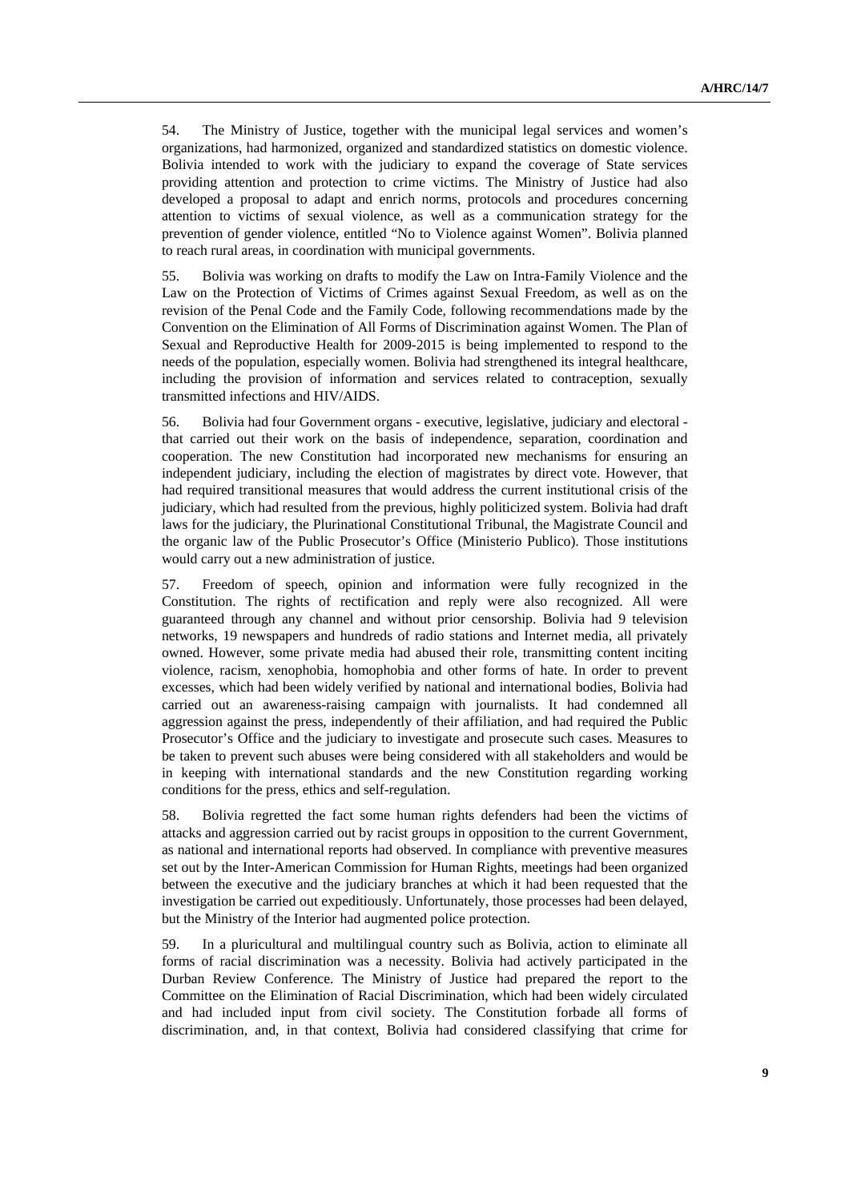54. The Ministry of Justice, together with the municipal legal services and women's organizations, had harmonized, organized and standardized statistics on domestic violence. Bolivia intended to work with the judiciary to expand the coverage of State services providing attention and protection to crime victims. The Ministry of Justice had also developed a proposal to adapt and enrich norms, protocols and procedures concerning attention to victims of sexual violence, as well as a communication strategy for the prevention of gender violence, entitled "No to Violence against Women". Bolivia planned to reach rural areas, in coordination with municipal governments.

55. Bolivia was working on drafts to modify the Law on Intra-Family Violence and the Law on the Protection of Victims of Crimes against Sexual Freedom, as well as on the revision of the Penal Code and the Family Code, following recommendations made by the Convention on the Elimination of All Forms of Discrimination against Women. The Plan of Sexual and Reproductive Health for 2009-2015 is being implemented to respond to the needs of the population, especially women. Bolivia had strengthened its integral healthcare, including the provision of information and services related to contraception, sexually transmitted infections and HIV/AIDS.

56. Bolivia had four Government organs - executive, legislative, judiciary and electoral - that carried out their work on the basis of independence, separation, coordination and cooperation. The new Constitution had incorporated new mechanisms for ensuring an independent judiciary, including the election of magistrates by direct vote. However, that had required transitional measures that would address the current institutional crisis of the judiciary, which had resulted from the previous, highly politicized system. Bolivia had draft laws for the judiciary, the Plurinational Constitutional Tribunal, the Magistrate Council and the organic law of the Public Prosecutor's Office (Ministerio Publico). Those institutions would carry out a new administration of justice.

57. Freedom of speech, opinion and information were fully recognized in the Constitution. The rights of rectification and reply were also recognized. All were guaranteed through any channel and without prior censorship. Bolivia had 9 television networks, 19 newspapers and hundreds of radio stations and Internet media, all privately owned. However, some private media had abused their role, transmitting content inciting violence, racism, xenophobia, homophobia and other forms of hate. In order to prevent excesses, which had been widely verified by national and international bodies, Bolivia had carried out an awareness-raising campaign with journalists. It had condemned all aggression against the press, independently of their affiliation, and had required the Public Prosecutor's Office and the judiciary to investigate and prosecute such cases. Measures to be taken to prevent such abuses were being considered with all stakeholders and would be in keeping with international standards and the new Constitution regarding working conditions for the press, ethics and self-regulation.

58. Bolivia regretted the fact some human rights defenders had been the victims of attacks and aggression carried out by racist groups in opposition to the current Government, as national and international reports had observed. In compliance with preventive measures set out by the Inter-American Commission for Human Rights, meetings had been organized between the executive and the judiciary branches at which it had been requested that the investigation be carried out expeditiously. Unfortunately, those processes had been delayed, but the Ministry of the Interior had augmented police protection.

59. In a pluricultural and multilingual country such as Bolivia, action to eliminate all forms of racial discrimination was a necessity. Bolivia had actively participated in the Durban Review Conference. The Ministry of Justice had prepared the report to the Committee on the Elimination of Racial Discrimination, which had been widely circulated and had included input from civil society. The Constitution forbade all forms of discrimination, and, in that context, Bolivia had considered classifying that crime for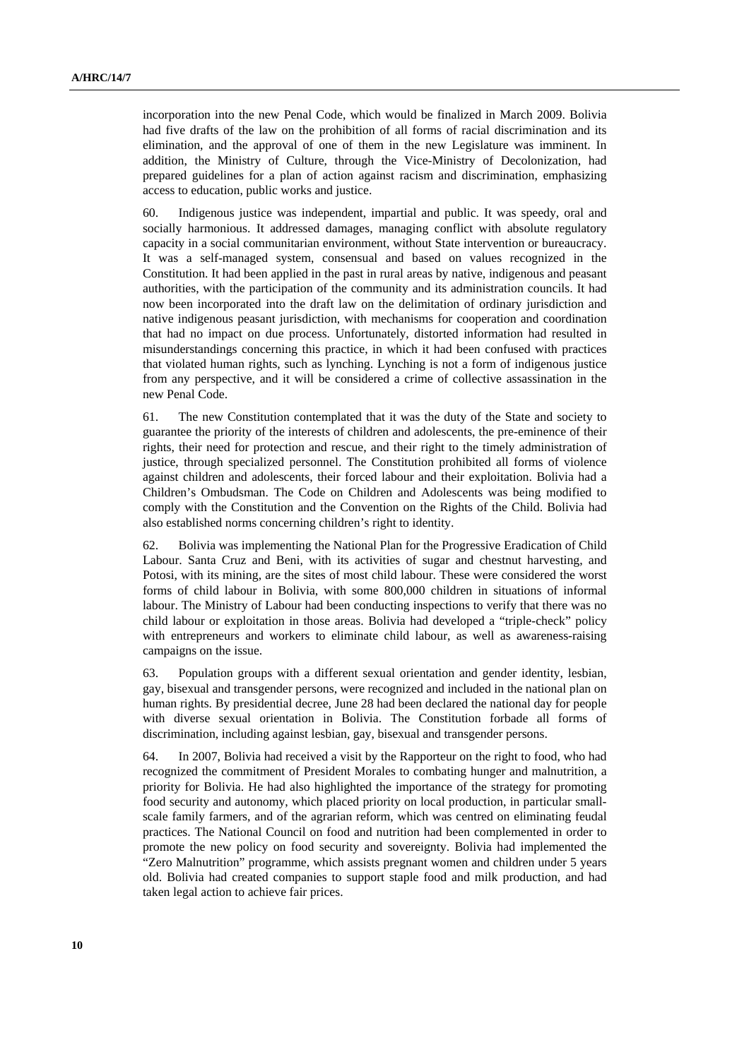incorporation into the new Penal Code, which would be finalized in March 2009. Bolivia had five drafts of the law on the prohibition of all forms of racial discrimination and its elimination, and the approval of one of them in the new Legislature was imminent. In addition, the Ministry of Culture, through the Vice-Ministry of Decolonization, had prepared guidelines for a plan of action against racism and discrimination, emphasizing access to education, public works and justice.

60. Indigenous justice was independent, impartial and public. It was speedy, oral and socially harmonious. It addressed damages, managing conflict with absolute regulatory capacity in a social communitarian environment, without State intervention or bureaucracy. It was a self-managed system, consensual and based on values recognized in the Constitution. It had been applied in the past in rural areas by native, indigenous and peasant authorities, with the participation of the community and its administration councils. It had now been incorporated into the draft law on the delimitation of ordinary jurisdiction and native indigenous peasant jurisdiction, with mechanisms for cooperation and coordination that had no impact on due process. Unfortunately, distorted information had resulted in misunderstandings concerning this practice, in which it had been confused with practices that violated human rights, such as lynching. Lynching is not a form of indigenous justice from any perspective, and it will be considered a crime of collective assassination in the new Penal Code.

61. The new Constitution contemplated that it was the duty of the State and society to guarantee the priority of the interests of children and adolescents, the pre-eminence of their rights, their need for protection and rescue, and their right to the timely administration of justice, through specialized personnel. The Constitution prohibited all forms of violence against children and adolescents, their forced labour and their exploitation. Bolivia had a Children's Ombudsman. The Code on Children and Adolescents was being modified to comply with the Constitution and the Convention on the Rights of the Child. Bolivia had also established norms concerning children's right to identity.

62. Bolivia was implementing the National Plan for the Progressive Eradication of Child Labour. Santa Cruz and Beni, with its activities of sugar and chestnut harvesting, and Potosi, with its mining, are the sites of most child labour. These were considered the worst forms of child labour in Bolivia, with some 800,000 children in situations of informal labour. The Ministry of Labour had been conducting inspections to verify that there was no child labour or exploitation in those areas. Bolivia had developed a "triple-check" policy with entrepreneurs and workers to eliminate child labour, as well as awareness-raising campaigns on the issue.

63. Population groups with a different sexual orientation and gender identity, lesbian, gay, bisexual and transgender persons, were recognized and included in the national plan on human rights. By presidential decree, June 28 had been declared the national day for people with diverse sexual orientation in Bolivia. The Constitution forbade all forms of discrimination, including against lesbian, gay, bisexual and transgender persons.

64. In 2007, Bolivia had received a visit by the Rapporteur on the right to food, who had recognized the commitment of President Morales to combating hunger and malnutrition, a priority for Bolivia. He had also highlighted the importance of the strategy for promoting food security and autonomy, which placed priority on local production, in particular small-scale family farmers, and of the agrarian reform, which was centred on eliminating feudal practices. The National Council on food and nutrition had been complemented in order to promote the new policy on food security and sovereignty. Bolivia had implemented the "Zero Malnutrition" programme, which assists pregnant women and children under 5 years old. Bolivia had created companies to support staple food and milk production, and had taken legal action to achieve fair prices.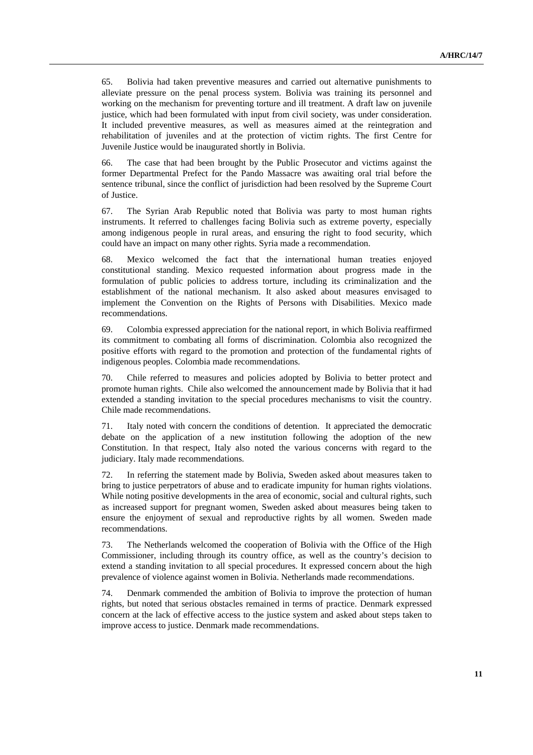65. Bolivia had taken preventive measures and carried out alternative punishments to alleviate pressure on the penal process system. Bolivia was training its personnel and working on the mechanism for preventing torture and ill treatment. A draft law on juvenile justice, which had been formulated with input from civil society, was under consideration. It included preventive measures, as well as measures aimed at the reintegration and rehabilitation of juveniles and at the protection of victim rights. The first Centre for Juvenile Justice would be inaugurated shortly in Bolivia.

66. The case that had been brought by the Public Prosecutor and victims against the former Departmental Prefect for the Pando Massacre was awaiting oral trial before the sentence tribunal, since the conflict of jurisdiction had been resolved by the Supreme Court of Justice.

67. The Syrian Arab Republic noted that Bolivia was party to most human rights instruments. It referred to challenges facing Bolivia such as extreme poverty, especially among indigenous people in rural areas, and ensuring the right to food security, which could have an impact on many other rights. Syria made a recommendation.

68. Mexico welcomed the fact that the international human treaties enjoyed constitutional standing. Mexico requested information about progress made in the formulation of public policies to address torture, including its criminalization and the establishment of the national mechanism. It also asked about measures envisaged to implement the Convention on the Rights of Persons with Disabilities. Mexico made recommendations.

69. Colombia expressed appreciation for the national report, in which Bolivia reaffirmed its commitment to combating all forms of discrimination. Colombia also recognized the positive efforts with regard to the promotion and protection of the fundamental rights of indigenous peoples. Colombia made recommendations.

70. Chile referred to measures and policies adopted by Bolivia to better protect and promote human rights. Chile also welcomed the announcement made by Bolivia that it had extended a standing invitation to the special procedures mechanisms to visit the country. Chile made recommendations.

71. Italy noted with concern the conditions of detention. It appreciated the democratic debate on the application of a new institution following the adoption of the new Constitution. In that respect, Italy also noted the various concerns with regard to the judiciary. Italy made recommendations.

72. In referring the statement made by Bolivia, Sweden asked about measures taken to bring to justice perpetrators of abuse and to eradicate impunity for human rights violations. While noting positive developments in the area of economic, social and cultural rights, such as increased support for pregnant women, Sweden asked about measures being taken to ensure the enjoyment of sexual and reproductive rights by all women. Sweden made recommendations.

73. The Netherlands welcomed the cooperation of Bolivia with the Office of the High Commissioner, including through its country office, as well as the country's decision to extend a standing invitation to all special procedures. It expressed concern about the high prevalence of violence against women in Bolivia. Netherlands made recommendations.

74. Denmark commended the ambition of Bolivia to improve the protection of human rights, but noted that serious obstacles remained in terms of practice. Denmark expressed concern at the lack of effective access to the justice system and asked about steps taken to improve access to justice. Denmark made recommendations.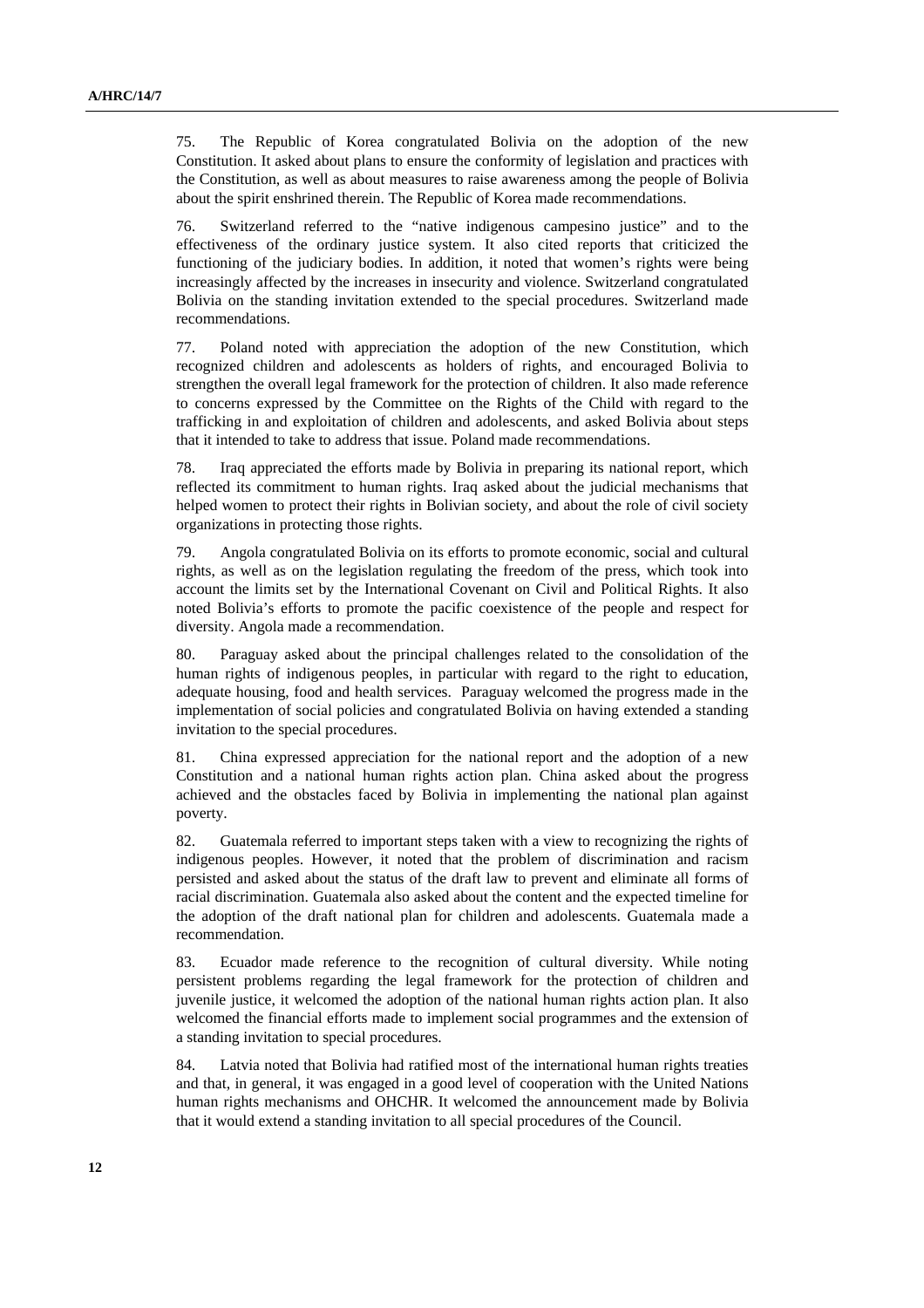75. The Republic of Korea congratulated Bolivia on the adoption of the new Constitution. It asked about plans to ensure the conformity of legislation and practices with the Constitution, as well as about measures to raise awareness among the people of Bolivia about the spirit enshrined therein. The Republic of Korea made recommendations.

76. Switzerland referred to the "native indigenous campesino justice" and to the effectiveness of the ordinary justice system. It also cited reports that criticized the functioning of the judiciary bodies. In addition, it noted that women's rights were being increasingly affected by the increases in insecurity and violence. Switzerland congratulated Bolivia on the standing invitation extended to the special procedures. Switzerland made recommendations.

77. Poland noted with appreciation the adoption of the new Constitution, which recognized children and adolescents as holders of rights, and encouraged Bolivia to strengthen the overall legal framework for the protection of children. It also made reference to concerns expressed by the Committee on the Rights of the Child with regard to the trafficking in and exploitation of children and adolescents, and asked Bolivia about steps that it intended to take to address that issue. Poland made recommendations.

78. Iraq appreciated the efforts made by Bolivia in preparing its national report, which reflected its commitment to human rights. Iraq asked about the judicial mechanisms that helped women to protect their rights in Bolivian society, and about the role of civil society organizations in protecting those rights.

79. Angola congratulated Bolivia on its efforts to promote economic, social and cultural rights, as well as on the legislation regulating the freedom of the press, which took into account the limits set by the International Covenant on Civil and Political Rights. It also noted Bolivia's efforts to promote the pacific coexistence of the people and respect for diversity. Angola made a recommendation.

80. Paraguay asked about the principal challenges related to the consolidation of the human rights of indigenous peoples, in particular with regard to the right to education, adequate housing, food and health services. Paraguay welcomed the progress made in the implementation of social policies and congratulated Bolivia on having extended a standing invitation to the special procedures.

81. China expressed appreciation for the national report and the adoption of a new Constitution and a national human rights action plan. China asked about the progress achieved and the obstacles faced by Bolivia in implementing the national plan against poverty.

82. Guatemala referred to important steps taken with a view to recognizing the rights of indigenous peoples. However, it noted that the problem of discrimination and racism persisted and asked about the status of the draft law to prevent and eliminate all forms of racial discrimination. Guatemala also asked about the content and the expected timeline for the adoption of the draft national plan for children and adolescents. Guatemala made a recommendation.

83. Ecuador made reference to the recognition of cultural diversity. While noting persistent problems regarding the legal framework for the protection of children and juvenile justice, it welcomed the adoption of the national human rights action plan. It also welcomed the financial efforts made to implement social programmes and the extension of a standing invitation to special procedures.

84. Latvia noted that Bolivia had ratified most of the international human rights treaties and that, in general, it was engaged in a good level of cooperation with the United Nations human rights mechanisms and OHCHR. It welcomed the announcement made by Bolivia that it would extend a standing invitation to all special procedures of the Council.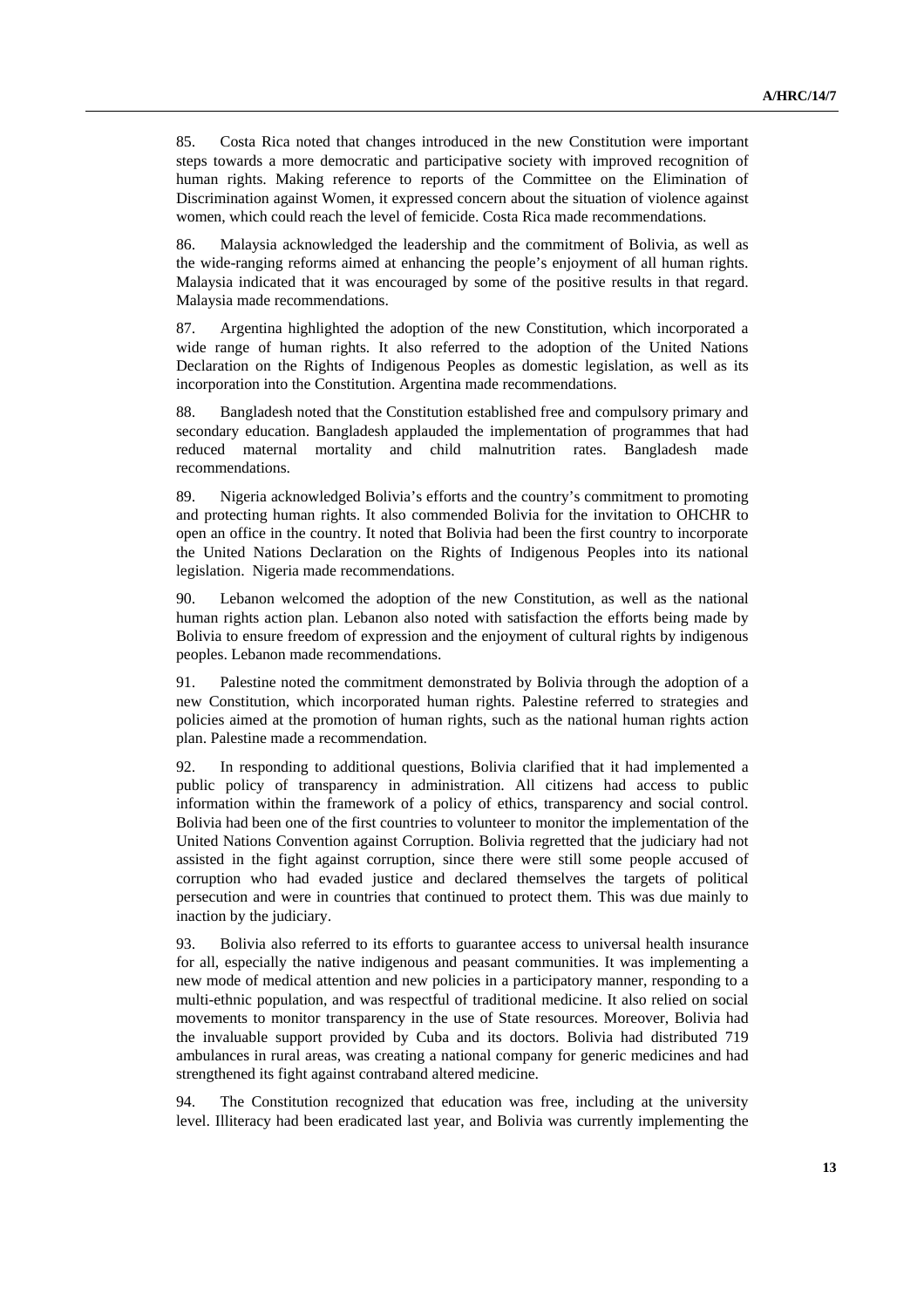85. Costa Rica noted that changes introduced in the new Constitution were important steps towards a more democratic and participative society with improved recognition of human rights. Making reference to reports of the Committee on the Elimination of Discrimination against Women, it expressed concern about the situation of violence against women, which could reach the level of femicide. Costa Rica made recommendations.

86. Malaysia acknowledged the leadership and the commitment of Bolivia, as well as the wide-ranging reforms aimed at enhancing the people's enjoyment of all human rights. Malaysia indicated that it was encouraged by some of the positive results in that regard. Malaysia made recommendations.

87. Argentina highlighted the adoption of the new Constitution, which incorporated a wide range of human rights. It also referred to the adoption of the United Nations Declaration on the Rights of Indigenous Peoples as domestic legislation, as well as its incorporation into the Constitution. Argentina made recommendations.

88. Bangladesh noted that the Constitution established free and compulsory primary and secondary education. Bangladesh applauded the implementation of programmes that had reduced maternal mortality and child malnutrition rates. Bangladesh made recommendations.

89. Nigeria acknowledged Bolivia's efforts and the country's commitment to promoting and protecting human rights. It also commended Bolivia for the invitation to OHCHR to open an office in the country. It noted that Bolivia had been the first country to incorporate the United Nations Declaration on the Rights of Indigenous Peoples into its national legislation. Nigeria made recommendations.

90. Lebanon welcomed the adoption of the new Constitution, as well as the national human rights action plan. Lebanon also noted with satisfaction the efforts being made by Bolivia to ensure freedom of expression and the enjoyment of cultural rights by indigenous peoples. Lebanon made recommendations.

91. Palestine noted the commitment demonstrated by Bolivia through the adoption of a new Constitution, which incorporated human rights. Palestine referred to strategies and policies aimed at the promotion of human rights, such as the national human rights action plan. Palestine made a recommendation.

92. In responding to additional questions, Bolivia clarified that it had implemented a public policy of transparency in administration. All citizens had access to public information within the framework of a policy of ethics, transparency and social control. Bolivia had been one of the first countries to volunteer to monitor the implementation of the United Nations Convention against Corruption. Bolivia regretted that the judiciary had not assisted in the fight against corruption, since there were still some people accused of corruption who had evaded justice and declared themselves the targets of political persecution and were in countries that continued to protect them. This was due mainly to inaction by the judiciary.

93. Bolivia also referred to its efforts to guarantee access to universal health insurance for all, especially the native indigenous and peasant communities. It was implementing a new mode of medical attention and new policies in a participatory manner, responding to a multi-ethnic population, and was respectful of traditional medicine. It also relied on social movements to monitor transparency in the use of State resources. Moreover, Bolivia had the invaluable support provided by Cuba and its doctors. Bolivia had distributed 719 ambulances in rural areas, was creating a national company for generic medicines and had strengthened its fight against contraband altered medicine.

94. The Constitution recognized that education was free, including at the university level. Illiteracy had been eradicated last year, and Bolivia was currently implementing the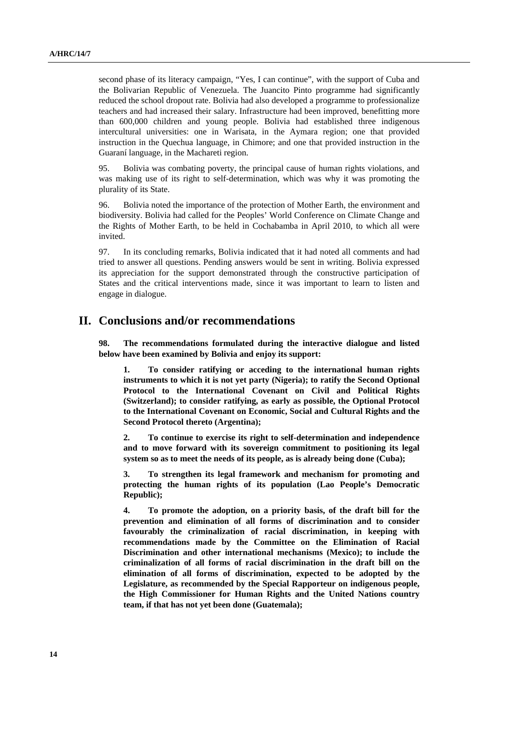second phase of its literacy campaign, "Yes, I can continue", with the support of Cuba and the Bolivarian Republic of Venezuela. The Juancito Pinto programme had significantly reduced the school dropout rate. Bolivia had also developed a programme to professionalize teachers and had increased their salary. Infrastructure had been improved, benefitting more than 600,000 children and young people. Bolivia had established three indigenous intercultural universities: one in Warisata, in the Aymara region; one that provided instruction in the Quechua language, in Chimore; and one that provided instruction in the Guaraní language, in the Machareti region.

95. Bolivia was combating poverty, the principal cause of human rights violations, and was making use of its right to self-determination, which was why it was promoting the plurality of its State.

96. Bolivia noted the importance of the protection of Mother Earth, the environment and biodiversity. Bolivia had called for the Peoples' World Conference on Climate Change and the Rights of Mother Earth, to be held in Cochabamba in April 2010, to which all were invited.

97. In its concluding remarks, Bolivia indicated that it had noted all comments and had tried to answer all questions. Pending answers would be sent in writing. Bolivia expressed its appreciation for the support demonstrated through the constructive participation of States and the critical interventions made, since it was important to learn to listen and engage in dialogue.

## II. Conclusions and/or recommendations

**98. The recommendations formulated during the interactive dialogue and listed below have been examined by Bolivia and enjoy its support:**

**1. To consider ratifying or acceding to the international human rights instruments to which it is not yet party (Nigeria); to ratify the Second Optional Protocol to the International Covenant on Civil and Political Rights (Switzerland); to consider ratifying, as early as possible, the Optional Protocol to the International Covenant on Economic, Social and Cultural Rights and the Second Protocol thereto (Argentina);**

**2. To continue to exercise its right to self-determination and independence and to move forward with its sovereign commitment to positioning its legal system so as to meet the needs of its people, as is already being done (Cuba);**

**3. To strengthen its legal framework and mechanism for promoting and protecting the human rights of its population (Lao People's Democratic Republic);**

**4. To promote the adoption, on a priority basis, of the draft bill for the prevention and elimination of all forms of discrimination and to consider favourably the criminalization of racial discrimination, in keeping with recommendations made by the Committee on the Elimination of Racial Discrimination and other international mechanisms (Mexico); to include the criminalization of all forms of racial discrimination in the draft bill on the elimination of all forms of discrimination, expected to be adopted by the Legislature, as recommended by the Special Rapporteur on indigenous people, the High Commissioner for Human Rights and the United Nations country team, if that has not yet been done (Guatemala);**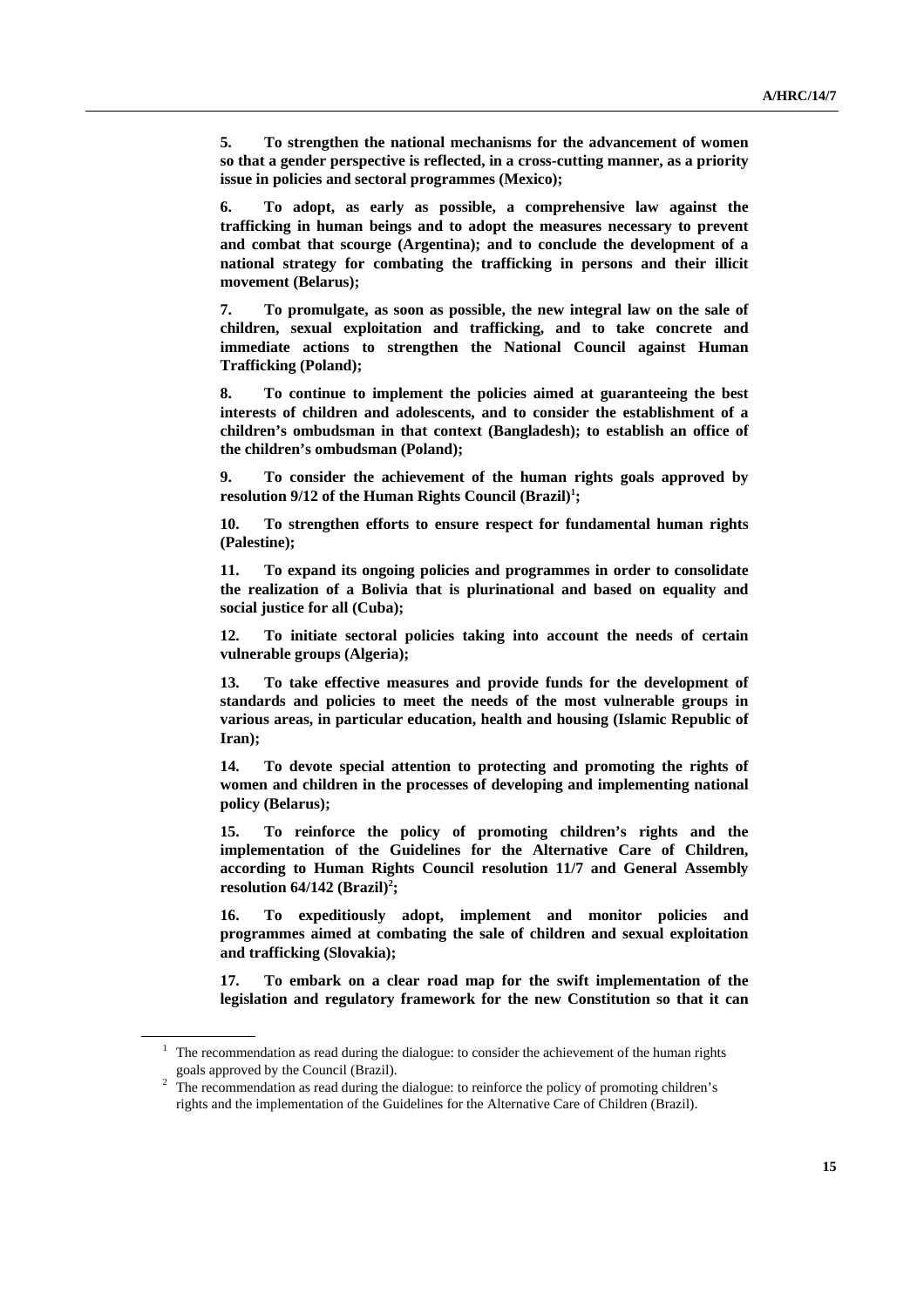**5. To strengthen the national mechanisms for the advancement of women so that a gender perspective is reflected, in a cross-cutting manner, as a priority issue in policies and sectoral programmes (Mexico);**

**6. To adopt, as early as possible, a comprehensive law against the trafficking in human beings and to adopt the measures necessary to prevent and combat that scourge (Argentina); and to conclude the development of a national strategy for combating the trafficking in persons and their illicit movement (Belarus);**

**7. To promulgate, as soon as possible, the new integral law on the sale of children, sexual exploitation and trafficking, and to take concrete and immediate actions to strengthen the National Council against Human Trafficking (Poland);**

**8. To continue to implement the policies aimed at guaranteeing the best interests of children and adolescents, and to consider the establishment of a children's ombudsman in that context (Bangladesh); to establish an office of the children's ombudsman (Poland);**

**9. To consider the achievement of the human rights goals approved by resolution 9/12 of the Human Rights Council (Brazil)[1];**

**10. To strengthen efforts to ensure respect for fundamental human rights (Palestine);**

**11. To expand its ongoing policies and programmes in order to consolidate the realization of a Bolivia that is plurinational and based on equality and social justice for all (Cuba);**

**12. To initiate sectoral policies taking into account the needs of certain vulnerable groups (Algeria);**

**13. To take effective measures and provide funds for the development of standards and policies to meet the needs of the most vulnerable groups in various areas, in particular education, health and housing (Islamic Republic of Iran);**

**14. To devote special attention to protecting and promoting the rights of women and children in the processes of developing and implementing national policy (Belarus);**

**15. To reinforce the policy of promoting children's rights and the implementation of the Guidelines for the Alternative Care of Children, according to Human Rights Council resolution 11/7 and General Assembly resolution 64/142 (Brazil)[2];**

**16. To expeditiously adopt, implement and monitor policies and programmes aimed at combating the sale of children and sexual exploitation and trafficking (Slovakia);**

**17. To embark on a clear road map for the swift implementation of the legislation and regulatory framework for the new Constitution so that it can**

---

[1] The recommendation as read during the dialogue: to consider the achievement of the human rights goals approved by the Council (Brazil).

[2] The recommendation as read during the dialogue: to reinforce the policy of promoting children's rights and the implementation of the Guidelines for the Alternative Care of Children (Brazil).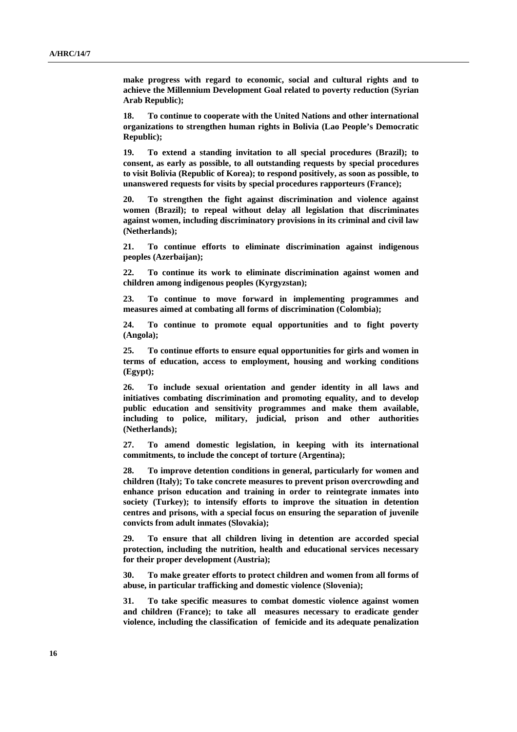**make progress with regard to economic, social and cultural rights and to achieve the Millennium Development Goal related to poverty reduction (Syrian Arab Republic);**

**18. To continue to cooperate with the United Nations and other international organizations to strengthen human rights in Bolivia (Lao People's Democratic Republic);**

**19. To extend a standing invitation to all special procedures (Brazil); to consent, as early as possible, to all outstanding requests by special procedures to visit Bolivia (Republic of Korea); to respond positively, as soon as possible, to unanswered requests for visits by special procedures rapporteurs (France);**

**20. To strengthen the fight against discrimination and violence against women (Brazil); to repeal without delay all legislation that discriminates against women, including discriminatory provisions in its criminal and civil law (Netherlands);**

**21. To continue efforts to eliminate discrimination against indigenous peoples (Azerbaijan);**

**22. To continue its work to eliminate discrimination against women and children among indigenous peoples (Kyrgyzstan);**

**23. To continue to move forward in implementing programmes and measures aimed at combating all forms of discrimination (Colombia);**

**24. To continue to promote equal opportunities and to fight poverty (Angola);**

**25. To continue efforts to ensure equal opportunities for girls and women in terms of education, access to employment, housing and working conditions (Egypt);**

**26. To include sexual orientation and gender identity in all laws and initiatives combating discrimination and promoting equality, and to develop public education and sensitivity programmes and make them available, including to police, military, judicial, prison and other authorities (Netherlands);**

**27. To amend domestic legislation, in keeping with its international commitments, to include the concept of torture (Argentina);**

**28. To improve detention conditions in general, particularly for women and children (Italy); To take concrete measures to prevent prison overcrowding and enhance prison education and training in order to reintegrate inmates into society (Turkey); to intensify efforts to improve the situation in detention centres and prisons, with a special focus on ensuring the separation of juvenile convicts from adult inmates (Slovakia);**

**29. To ensure that all children living in detention are accorded special protection, including the nutrition, health and educational services necessary for their proper development (Austria);**

**30. To make greater efforts to protect children and women from all forms of abuse, in particular trafficking and domestic violence (Slovenia);**

**31. To take specific measures to combat domestic violence against women and children (France); to take all measures necessary to eradicate gender violence, including the classification of femicide and its adequate penalization**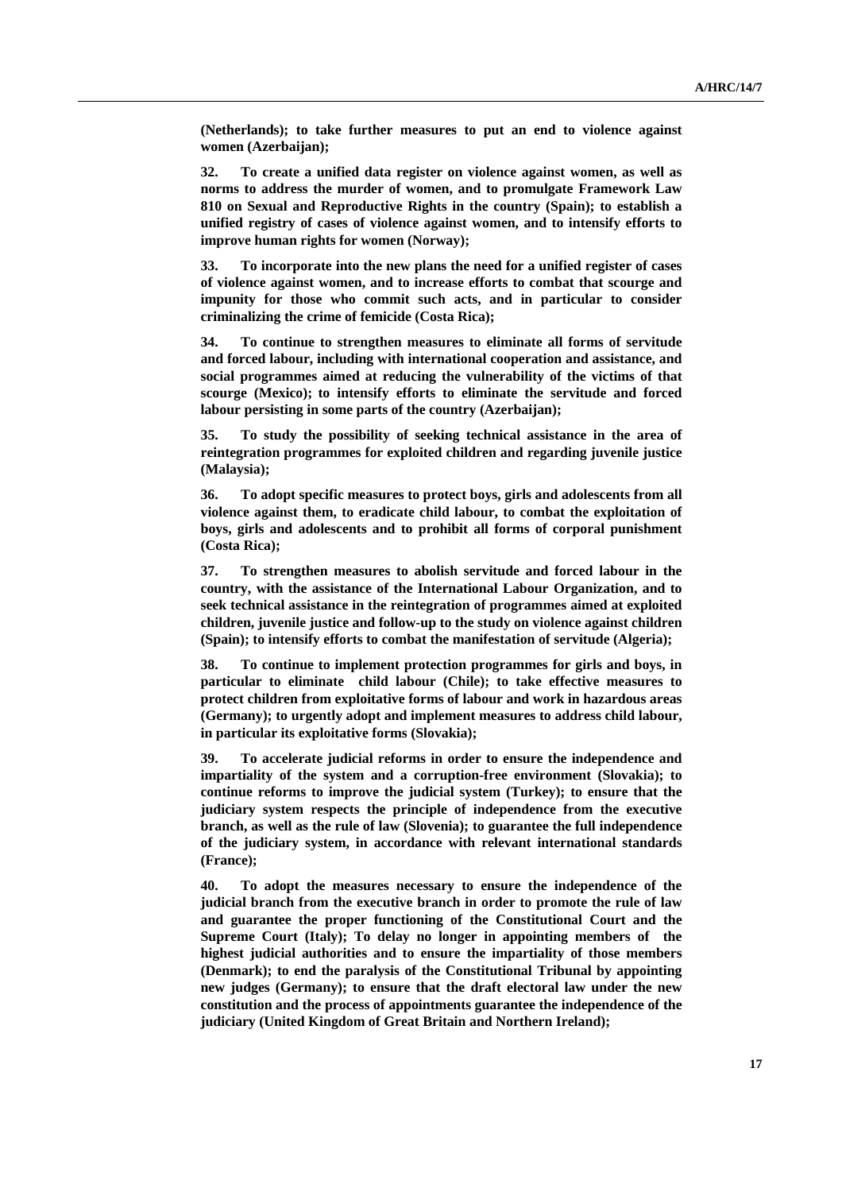**(Netherlands); to take further measures to put an end to violence against women (Azerbaijan);**

**32. To create a unified data register on violence against women, as well as norms to address the murder of women, and to promulgate Framework Law 810 on Sexual and Reproductive Rights in the country (Spain); to establish a unified registry of cases of violence against women, and to intensify efforts to improve human rights for women (Norway);**

**33. To incorporate into the new plans the need for a unified register of cases of violence against women, and to increase efforts to combat that scourge and impunity for those who commit such acts, and in particular to consider criminalizing the crime of femicide (Costa Rica);**

**34. To continue to strengthen measures to eliminate all forms of servitude and forced labour, including with international cooperation and assistance, and social programmes aimed at reducing the vulnerability of the victims of that scourge (Mexico); to intensify efforts to eliminate the servitude and forced labour persisting in some parts of the country (Azerbaijan);**

**35. To study the possibility of seeking technical assistance in the area of reintegration programmes for exploited children and regarding juvenile justice (Malaysia);**

**36. To adopt specific measures to protect boys, girls and adolescents from all violence against them, to eradicate child labour, to combat the exploitation of boys, girls and adolescents and to prohibit all forms of corporal punishment (Costa Rica);**

**37. To strengthen measures to abolish servitude and forced labour in the country, with the assistance of the International Labour Organization, and to seek technical assistance in the reintegration of programmes aimed at exploited children, juvenile justice and follow-up to the study on violence against children (Spain); to intensify efforts to combat the manifestation of servitude (Algeria);**

**38. To continue to implement protection programmes for girls and boys, in particular to eliminate child labour (Chile); to take effective measures to protect children from exploitative forms of labour and work in hazardous areas (Germany); to urgently adopt and implement measures to address child labour, in particular its exploitative forms (Slovakia);**

**39. To accelerate judicial reforms in order to ensure the independence and impartiality of the system and a corruption-free environment (Slovakia); to continue reforms to improve the judicial system (Turkey); to ensure that the judiciary system respects the principle of independence from the executive branch, as well as the rule of law (Slovenia); to guarantee the full independence of the judiciary system, in accordance with relevant international standards (France);**

**40. To adopt the measures necessary to ensure the independence of the judicial branch from the executive branch in order to promote the rule of law and guarantee the proper functioning of the Constitutional Court and the Supreme Court (Italy); To delay no longer in appointing members of the highest judicial authorities and to ensure the impartiality of those members (Denmark); to end the paralysis of the Constitutional Tribunal by appointing new judges (Germany); to ensure that the draft electoral law under the new constitution and the process of appointments guarantee the independence of the judiciary (United Kingdom of Great Britain and Northern Ireland);**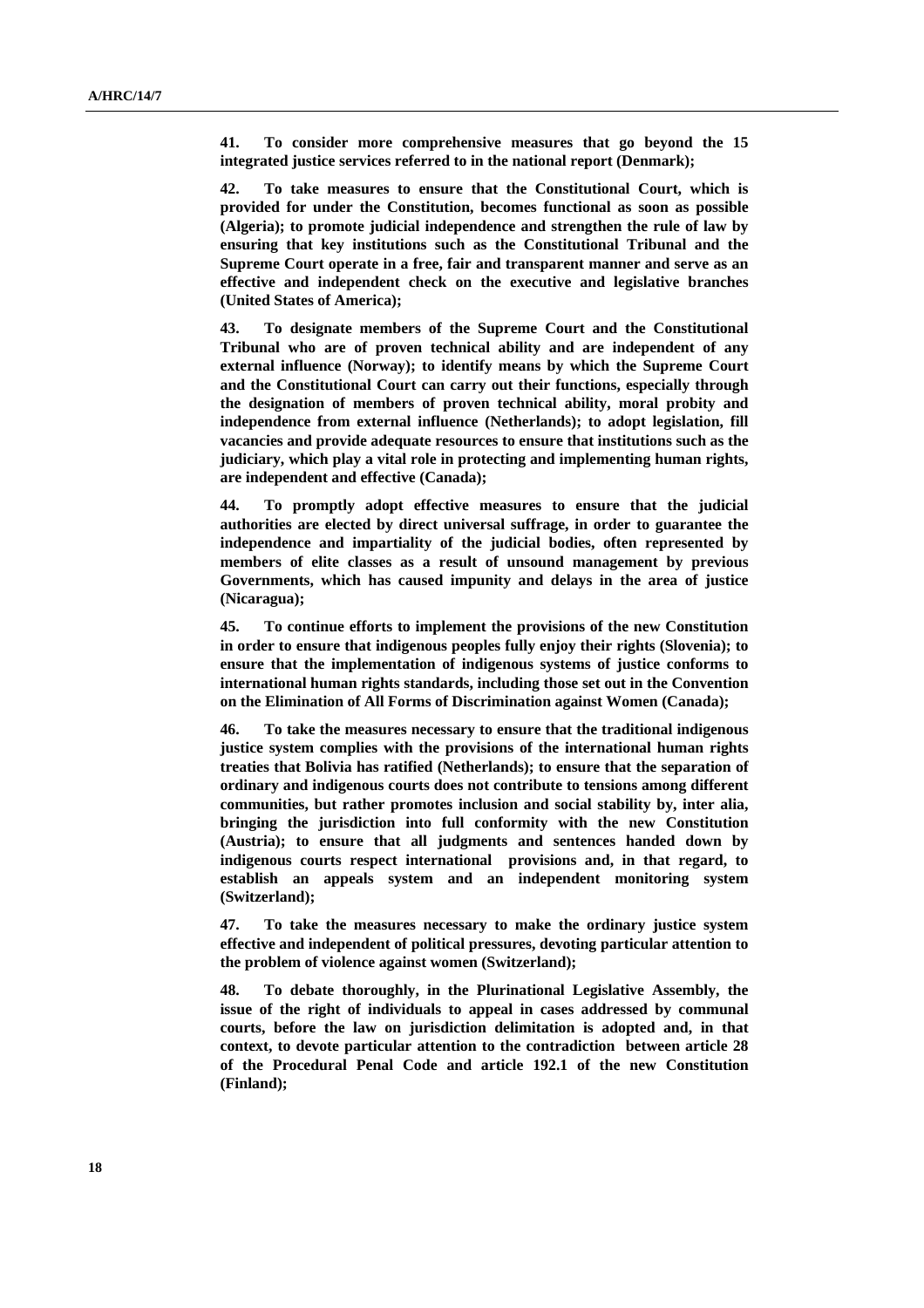**41. To consider more comprehensive measures that go beyond the 15 integrated justice services referred to in the national report (Denmark);**

**42. To take measures to ensure that the Constitutional Court, which is provided for under the Constitution, becomes functional as soon as possible (Algeria); to promote judicial independence and strengthen the rule of law by ensuring that key institutions such as the Constitutional Tribunal and the Supreme Court operate in a free, fair and transparent manner and serve as an effective and independent check on the executive and legislative branches (United States of America);**

**43. To designate members of the Supreme Court and the Constitutional Tribunal who are of proven technical ability and are independent of any external influence (Norway); to identify means by which the Supreme Court and the Constitutional Court can carry out their functions, especially through the designation of members of proven technical ability, moral probity and independence from external influence (Netherlands); to adopt legislation, fill vacancies and provide adequate resources to ensure that institutions such as the judiciary, which play a vital role in protecting and implementing human rights, are independent and effective (Canada);**

**44. To promptly adopt effective measures to ensure that the judicial authorities are elected by direct universal suffrage, in order to guarantee the independence and impartiality of the judicial bodies, often represented by members of elite classes as a result of unsound management by previous Governments, which has caused impunity and delays in the area of justice (Nicaragua);**

**45. To continue efforts to implement the provisions of the new Constitution in order to ensure that indigenous peoples fully enjoy their rights (Slovenia); to ensure that the implementation of indigenous systems of justice conforms to international human rights standards, including those set out in the Convention on the Elimination of All Forms of Discrimination against Women (Canada);**

**46. To take the measures necessary to ensure that the traditional indigenous justice system complies with the provisions of the international human rights treaties that Bolivia has ratified (Netherlands); to ensure that the separation of ordinary and indigenous courts does not contribute to tensions among different communities, but rather promotes inclusion and social stability by, inter alia, bringing the jurisdiction into full conformity with the new Constitution (Austria); to ensure that all judgments and sentences handed down by indigenous courts respect international provisions and, in that regard, to establish an appeals system and an independent monitoring system (Switzerland);**

**47. To take the measures necessary to make the ordinary justice system effective and independent of political pressures, devoting particular attention to the problem of violence against women (Switzerland);**

**48. To debate thoroughly, in the Plurinational Legislative Assembly, the issue of the right of individuals to appeal in cases addressed by communal courts, before the law on jurisdiction delimitation is adopted and, in that context, to devote particular attention to the contradiction between article 28 of the Procedural Penal Code and article 192.1 of the new Constitution (Finland);**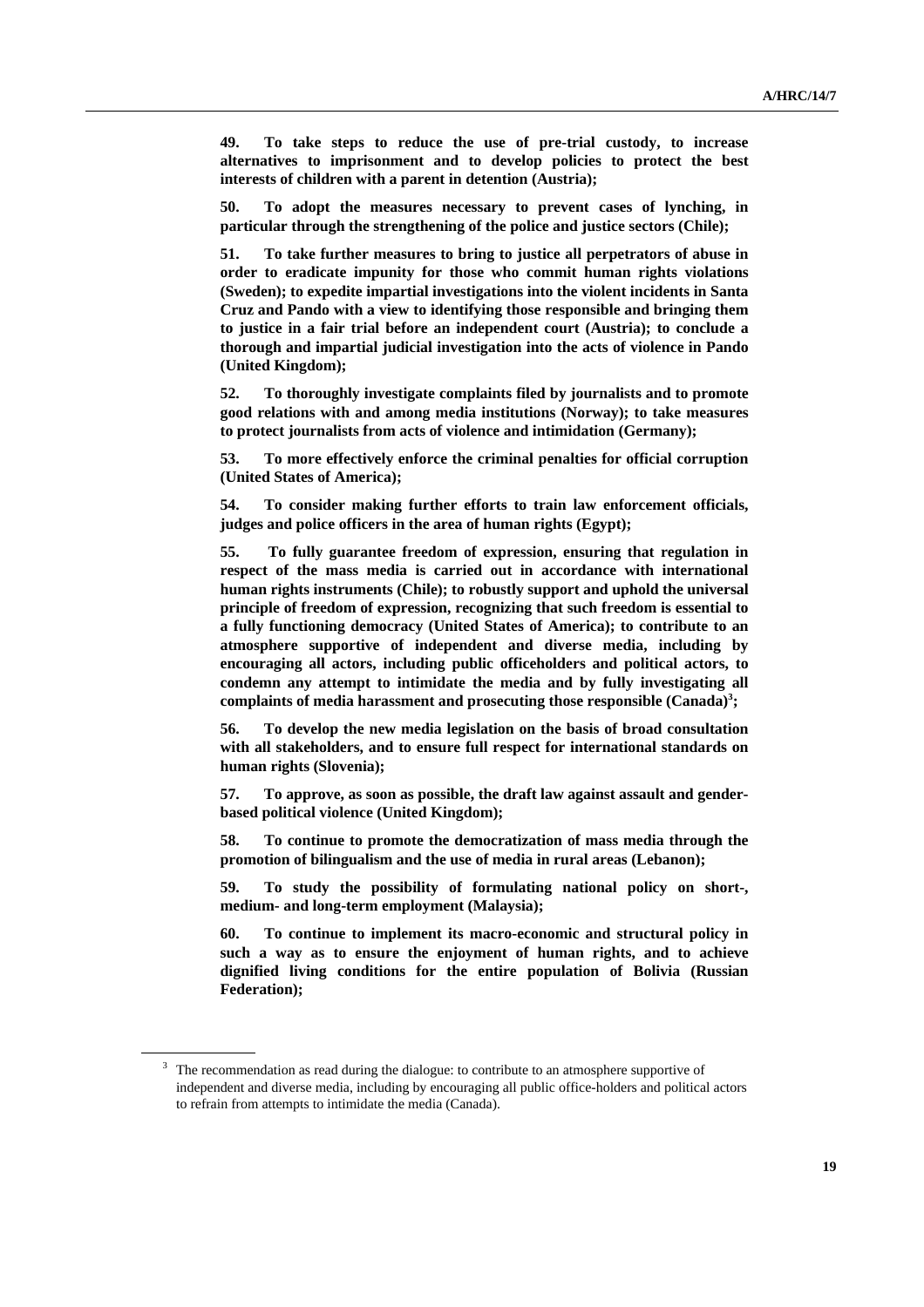**49. To take steps to reduce the use of pre-trial custody, to increase alternatives to imprisonment and to develop policies to protect the best interests of children with a parent in detention (Austria);**

**50. To adopt the measures necessary to prevent cases of lynching, in particular through the strengthening of the police and justice sectors (Chile);**

**51. To take further measures to bring to justice all perpetrators of abuse in order to eradicate impunity for those who commit human rights violations (Sweden); to expedite impartial investigations into the violent incidents in Santa Cruz and Pando with a view to identifying those responsible and bringing them to justice in a fair trial before an independent court (Austria); to conclude a thorough and impartial judicial investigation into the acts of violence in Pando (United Kingdom);**

**52. To thoroughly investigate complaints filed by journalists and to promote good relations with and among media institutions (Norway); to take measures to protect journalists from acts of violence and intimidation (Germany);**

**53. To more effectively enforce the criminal penalties for official corruption (United States of America);**

**54. To consider making further efforts to train law enforcement officials, judges and police officers in the area of human rights (Egypt);**

**55. To fully guarantee freedom of expression, ensuring that regulation in respect of the mass media is carried out in accordance with international human rights instruments (Chile); to robustly support and uphold the universal principle of freedom of expression, recognizing that such freedom is essential to a fully functioning democracy (United States of America); to contribute to an atmosphere supportive of independent and diverse media, including by encouraging all actors, including public officeholders and political actors, to condemn any attempt to intimidate the media and by fully investigating all complaints of media harassment and prosecuting those responsible (Canada)[3];**

**56. To develop the new media legislation on the basis of broad consultation with all stakeholders, and to ensure full respect for international standards on human rights (Slovenia);**

**57. To approve, as soon as possible, the draft law against assault and gender-based political violence (United Kingdom);**

**58. To continue to promote the democratization of mass media through the promotion of bilingualism and the use of media in rural areas (Lebanon);**

**59. To study the possibility of formulating national policy on short-, medium- and long-term employment (Malaysia);**

**60. To continue to implement its macro-economic and structural policy in such a way as to ensure the enjoyment of human rights, and to achieve dignified living conditions for the entire population of Bolivia (Russian Federation);**

---

[3] The recommendation as read during the dialogue: to contribute to an atmosphere supportive of independent and diverse media, including by encouraging all public office-holders and political actors to refrain from attempts to intimidate the media (Canada).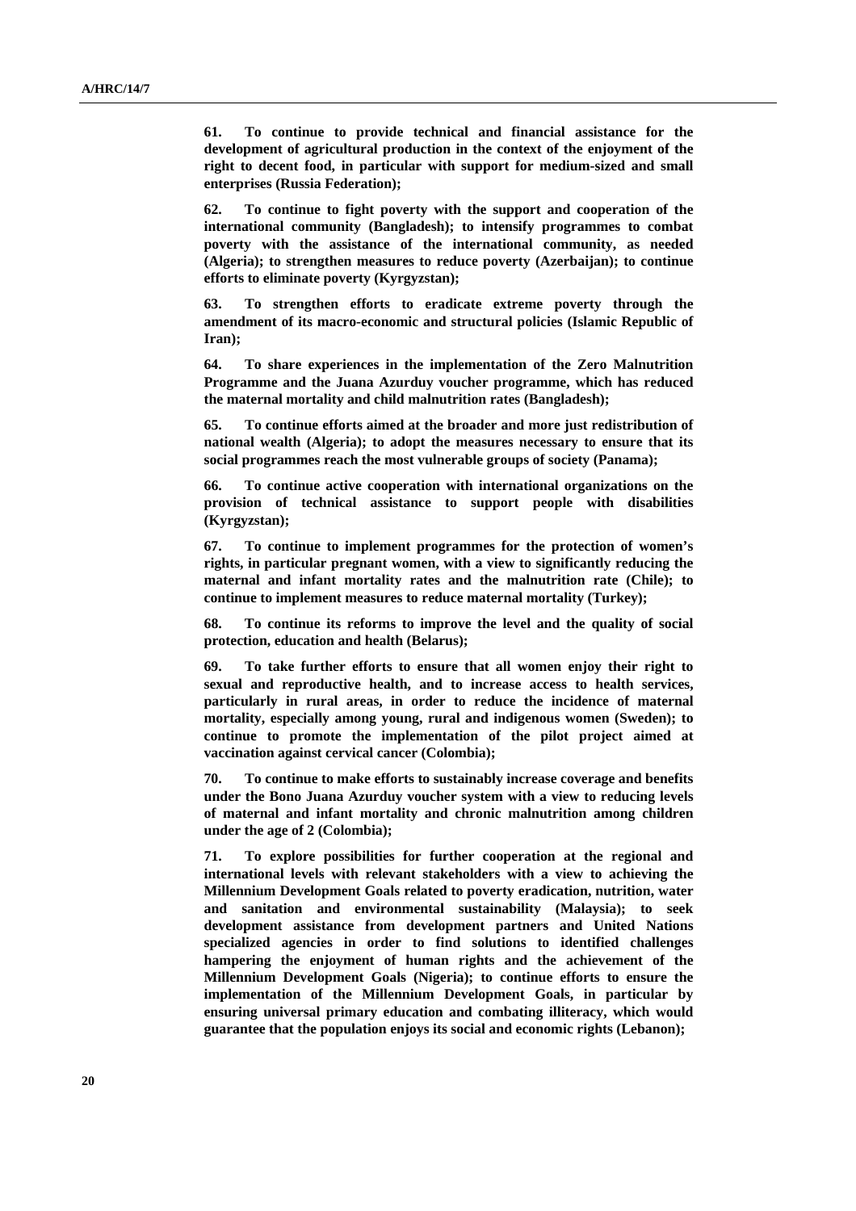**61. To continue to provide technical and financial assistance for the development of agricultural production in the context of the enjoyment of the right to decent food, in particular with support for medium-sized and small enterprises (Russia Federation);**

**62. To continue to fight poverty with the support and cooperation of the international community (Bangladesh); to intensify programmes to combat poverty with the assistance of the international community, as needed (Algeria); to strengthen measures to reduce poverty (Azerbaijan); to continue efforts to eliminate poverty (Kyrgyzstan);**

**63. To strengthen efforts to eradicate extreme poverty through the amendment of its macro-economic and structural policies (Islamic Republic of Iran);**

**64. To share experiences in the implementation of the Zero Malnutrition Programme and the Juana Azurduy voucher programme, which has reduced the maternal mortality and child malnutrition rates (Bangladesh);**

**65. To continue efforts aimed at the broader and more just redistribution of national wealth (Algeria); to adopt the measures necessary to ensure that its social programmes reach the most vulnerable groups of society (Panama);**

**66. To continue active cooperation with international organizations on the provision of technical assistance to support people with disabilities (Kyrgyzstan);**

**67. To continue to implement programmes for the protection of women's rights, in particular pregnant women, with a view to significantly reducing the maternal and infant mortality rates and the malnutrition rate (Chile); to continue to implement measures to reduce maternal mortality (Turkey);**

**68. To continue its reforms to improve the level and the quality of social protection, education and health (Belarus);**

**69. To take further efforts to ensure that all women enjoy their right to sexual and reproductive health, and to increase access to health services, particularly in rural areas, in order to reduce the incidence of maternal mortality, especially among young, rural and indigenous women (Sweden); to continue to promote the implementation of the pilot project aimed at vaccination against cervical cancer (Colombia);**

**70. To continue to make efforts to sustainably increase coverage and benefits under the Bono Juana Azurduy voucher system with a view to reducing levels of maternal and infant mortality and chronic malnutrition among children under the age of 2 (Colombia);**

**71. To explore possibilities for further cooperation at the regional and international levels with relevant stakeholders with a view to achieving the Millennium Development Goals related to poverty eradication, nutrition, water and sanitation and environmental sustainability (Malaysia); to seek development assistance from development partners and United Nations specialized agencies in order to find solutions to identified challenges hampering the enjoyment of human rights and the achievement of the Millennium Development Goals (Nigeria); to continue efforts to ensure the implementation of the Millennium Development Goals, in particular by ensuring universal primary education and combating illiteracy, which would guarantee that the population enjoys its social and economic rights (Lebanon);**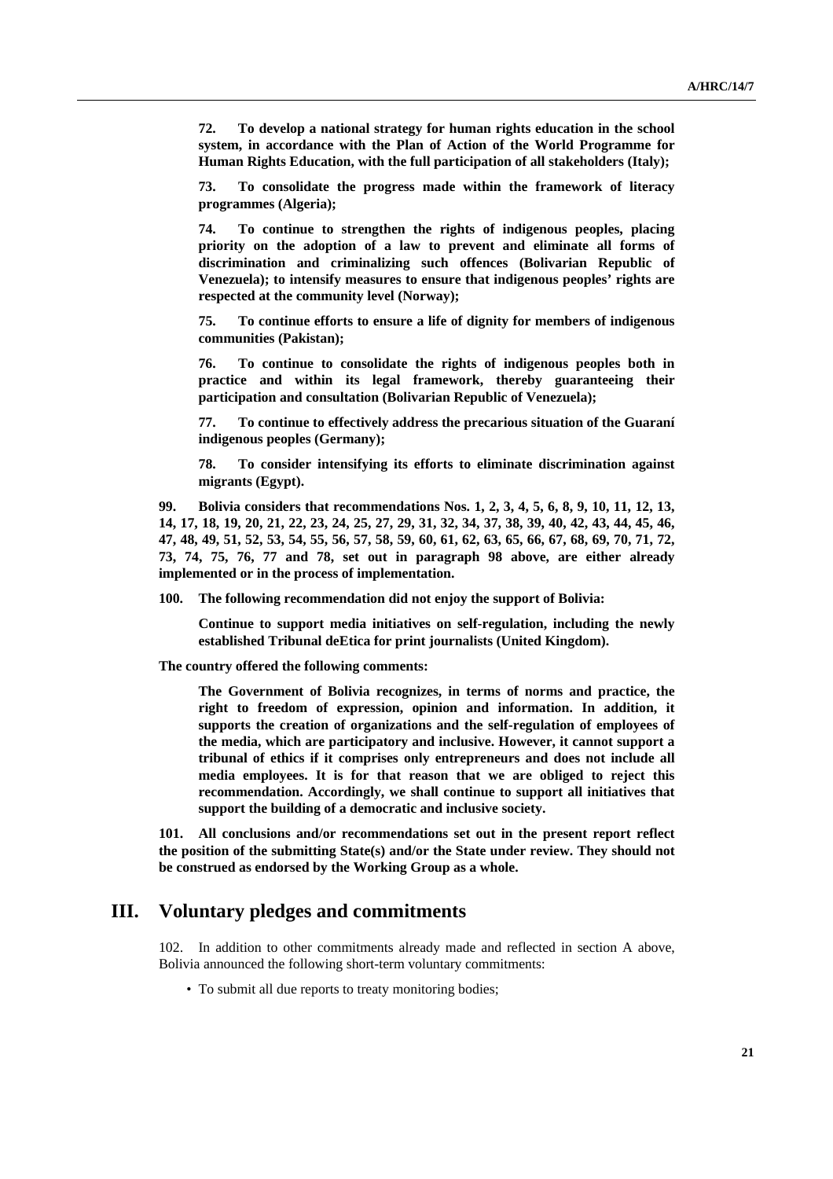**72. To develop a national strategy for human rights education in the school system, in accordance with the Plan of Action of the World Programme for Human Rights Education, with the full participation of all stakeholders (Italy);**

**73. To consolidate the progress made within the framework of literacy programmes (Algeria);**

**74. To continue to strengthen the rights of indigenous peoples, placing priority on the adoption of a law to prevent and eliminate all forms of discrimination and criminalizing such offences (Bolivarian Republic of Venezuela); to intensify measures to ensure that indigenous peoples' rights are respected at the community level (Norway);**

**75. To continue efforts to ensure a life of dignity for members of indigenous communities (Pakistan);**

**76. To continue to consolidate the rights of indigenous peoples both in practice and within its legal framework, thereby guaranteeing their participation and consultation (Bolivarian Republic of Venezuela);**

**77. To continue to effectively address the precarious situation of the Guaraní indigenous peoples (Germany);**

**78. To consider intensifying its efforts to eliminate discrimination against migrants (Egypt).**

**99. Bolivia considers that recommendations Nos. 1, 2, 3, 4, 5, 6, 8, 9, 10, 11, 12, 13, 14, 17, 18, 19, 20, 21, 22, 23, 24, 25, 27, 29, 31, 32, 34, 37, 38, 39, 40, 42, 43, 44, 45, 46, 47, 48, 49, 51, 52, 53, 54, 55, 56, 57, 58, 59, 60, 61, 62, 63, 65, 66, 67, 68, 69, 70, 71, 72, 73, 74, 75, 76, 77 and 78, set out in paragraph 98 above, are either already implemented or in the process of implementation.**

**100. The following recommendation did not enjoy the support of Bolivia:**

**Continue to support media initiatives on self-regulation, including the newly established Tribunal deEtica for print journalists (United Kingdom).**

**The country offered the following comments:**

**The Government of Bolivia recognizes, in terms of norms and practice, the right to freedom of expression, opinion and information. In addition, it supports the creation of organizations and the self-regulation of employees of the media, which are participatory and inclusive. However, it cannot support a tribunal of ethics if it comprises only entrepreneurs and does not include all media employees. It is for that reason that we are obliged to reject this recommendation. Accordingly, we shall continue to support all initiatives that support the building of a democratic and inclusive society.**

**101. All conclusions and/or recommendations set out in the present report reflect the position of the submitting State(s) and/or the State under review. They should not be construed as endorsed by the Working Group as a whole.**

## III. Voluntary pledges and commitments

102. In addition to other commitments already made and reflected in section A above, Bolivia announced the following short-term voluntary commitments:

- To submit all due reports to treaty monitoring bodies;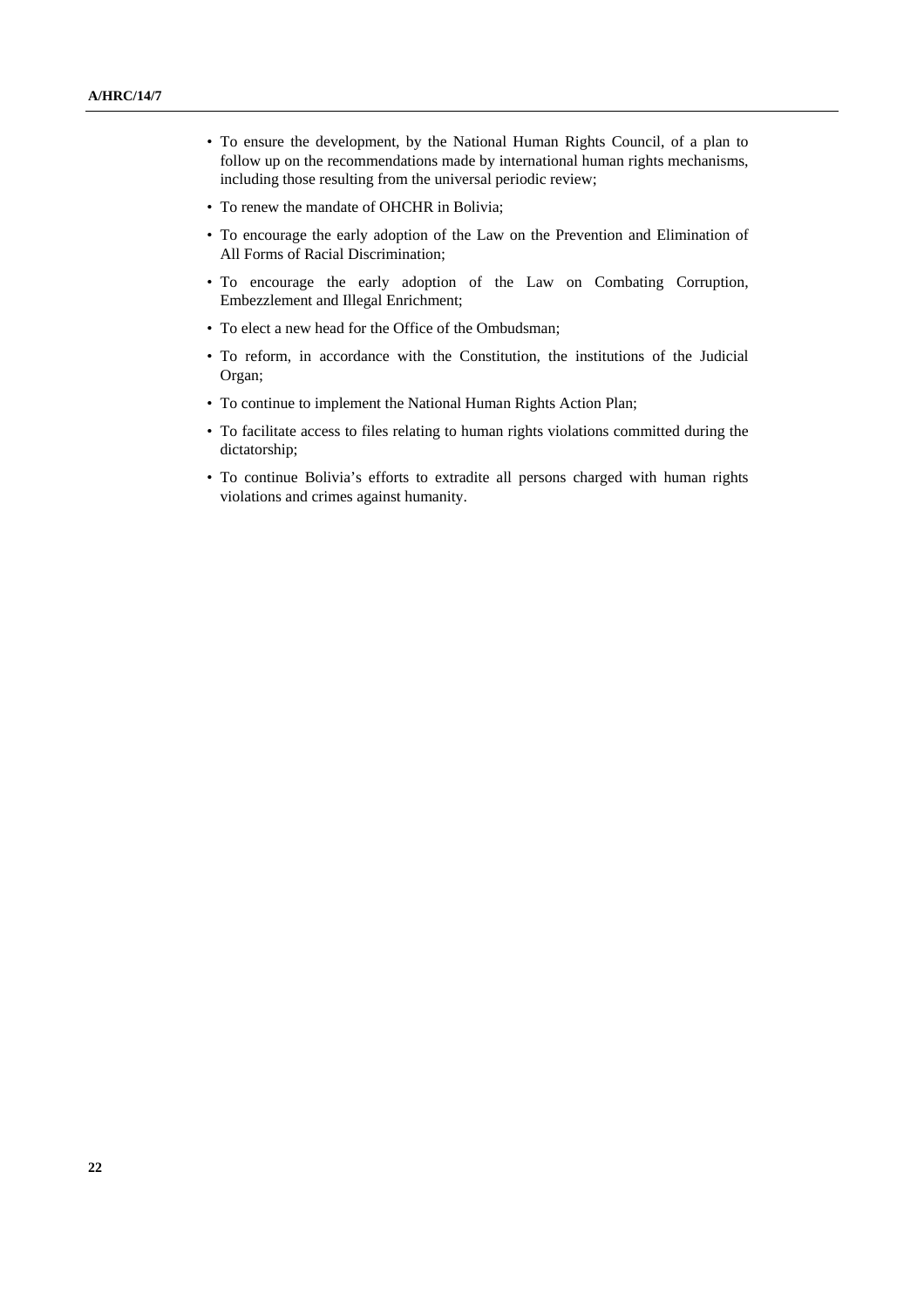- To ensure the development, by the National Human Rights Council, of a plan to follow up on the recommendations made by international human rights mechanisms, including those resulting from the universal periodic review;
- To renew the mandate of OHCHR in Bolivia;
- To encourage the early adoption of the Law on the Prevention and Elimination of All Forms of Racial Discrimination;
- To encourage the early adoption of the Law on Combating Corruption, Embezzlement and Illegal Enrichment;
- To elect a new head for the Office of the Ombudsman;
- To reform, in accordance with the Constitution, the institutions of the Judicial Organ;
- To continue to implement the National Human Rights Action Plan;
- To facilitate access to files relating to human rights violations committed during the dictatorship;
- To continue Bolivia's efforts to extradite all persons charged with human rights violations and crimes against humanity.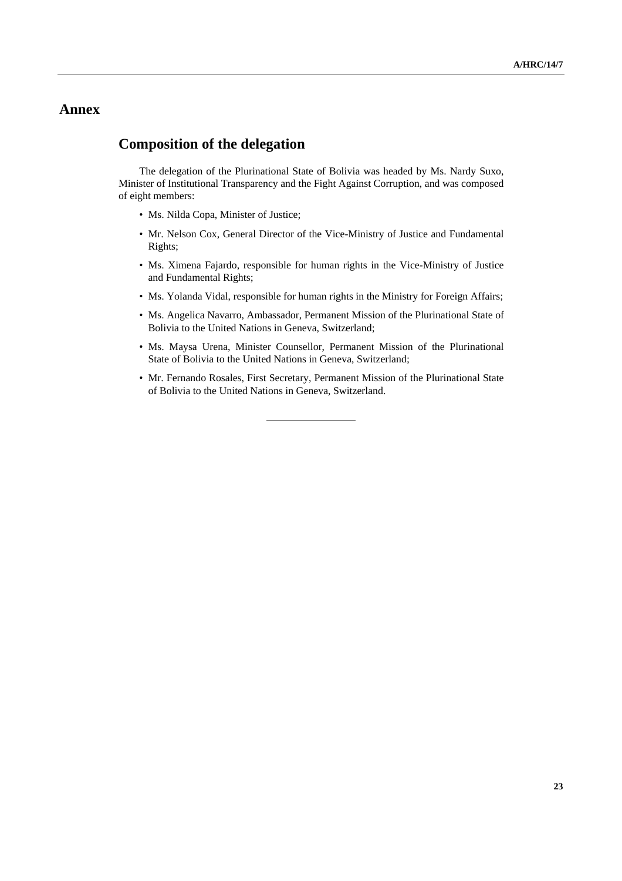# Annex

## Composition of the delegation

The delegation of the Plurinational State of Bolivia was headed by Ms. Nardy Suxo, Minister of Institutional Transparency and the Fight Against Corruption, and was composed of eight members:

- Ms. Nilda Copa, Minister of Justice;
- Mr. Nelson Cox, General Director of the Vice-Ministry of Justice and Fundamental Rights;
- Ms. Ximena Fajardo, responsible for human rights in the Vice-Ministry of Justice and Fundamental Rights;
- Ms. Yolanda Vidal, responsible for human rights in the Ministry for Foreign Affairs;
- Ms. Angelica Navarro, Ambassador, Permanent Mission of the Plurinational State of Bolivia to the United Nations in Geneva, Switzerland;
- Ms. Maysa Urena, Minister Counsellor, Permanent Mission of the Plurinational State of Bolivia to the United Nations in Geneva, Switzerland;
- Mr. Fernando Rosales, First Secretary, Permanent Mission of the Plurinational State of Bolivia to the United Nations in Geneva, Switzerland.